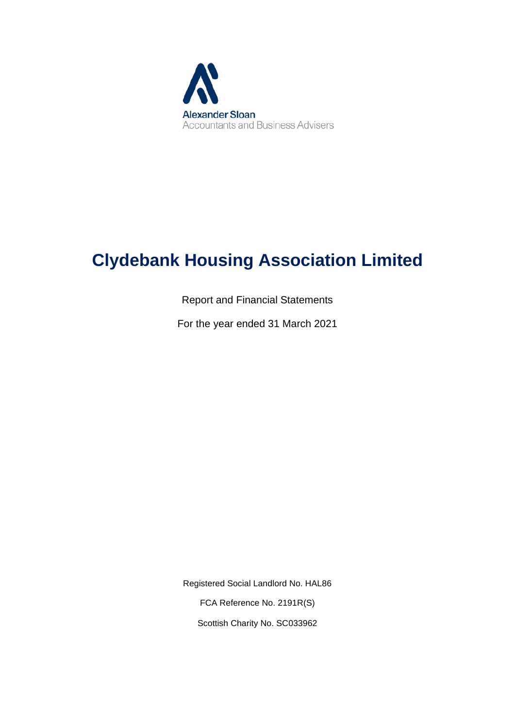Alexander Sloan
Accountants and Business Advisers

# Clydebank Housing Association Limited

Report and Financial Statements

For the year ended 31 March 2021

Registered Social Landlord No. HAL86

FCA Reference No. 2191R(S)

Scottish Charity No. SC033962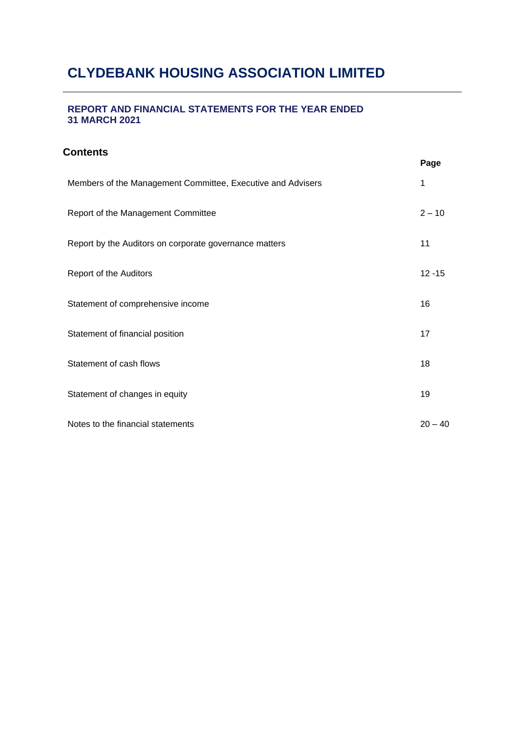# CLYDEBANK HOUSING ASSOCIATION LIMITED

## REPORT AND FINANCIAL STATEMENTS FOR THE YEAR ENDED 31 MARCH 2021

### Contents

| | Page |
|---|---|
| Members of the Management Committee, Executive and Advisers | 1 |
| Report of the Management Committee | 2 – 10 |
| Report by the Auditors on corporate governance matters | 11 |
| Report of the Auditors | 12 -15 |
| Statement of comprehensive income | 16 |
| Statement of financial position | 17 |
| Statement of cash flows | 18 |
| Statement of changes in equity | 19 |
| Notes to the financial statements | 20 – 40 |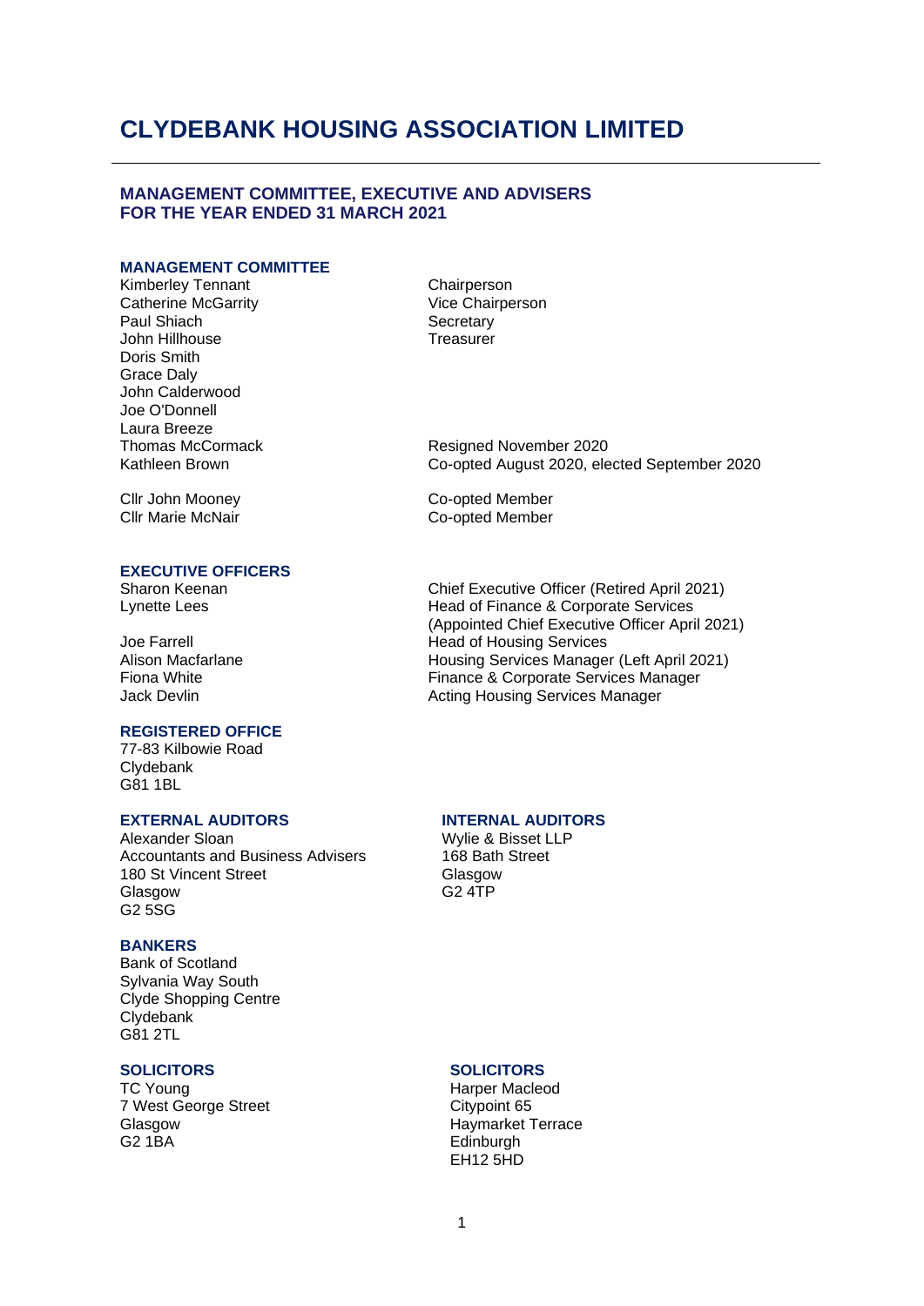# CLYDEBANK HOUSING ASSOCIATION LIMITED

## MANAGEMENT COMMITTEE, EXECUTIVE AND ADVISERS
## FOR THE YEAR ENDED 31 MARCH 2021

### MANAGEMENT COMMITTEE

| | |
|---|---|
| Kimberley Tennant | Chairperson |
| Catherine McGarrity | Vice Chairperson |
| Paul Shiach | Secretary |
| John Hillhouse | Treasurer |
| Doris Smith | |
| Grace Daly | |
| John Calderwood | |
| Joe O'Donnell | |
| Laura Breeze | |
| Thomas McCormack | Resigned November 2020 |
| Kathleen Brown | Co-opted August 2020, elected September 2020 |
| Cllr John Mooney | Co-opted Member |
| Cllr Marie McNair | Co-opted Member |

### EXECUTIVE OFFICERS

| | |
|---|---|
| Sharon Keenan | Chief Executive Officer (Retired April 2021) |
| Lynette Lees | Head of Finance & Corporate Services (Appointed Chief Executive Officer April 2021) |
| Joe Farrell | Head of Housing Services |
| Alison Macfarlane | Housing Services Manager (Left April 2021) |
| Fiona White | Finance & Corporate Services Manager |
| Jack Devlin | Acting Housing Services Manager |

### REGISTERED OFFICE

77-83 Kilbowie Road
Clydebank
G81 1BL

### EXTERNAL AUDITORS

Alexander Sloan
Accountants and Business Advisers
180 St Vincent Street
Glasgow
G2 5SG

### INTERNAL AUDITORS

Wylie & Bisset LLP
168 Bath Street
Glasgow
G2 4TP

### BANKERS

Bank of Scotland
Sylvania Way South
Clyde Shopping Centre
Clydebank
G81 2TL

### SOLICITORS

TC Young
7 West George Street
Glasgow
G2 1BA

### SOLICITORS

Harper Macleod
Citypoint 65
Haymarket Terrace
Edinburgh
EH12 5HD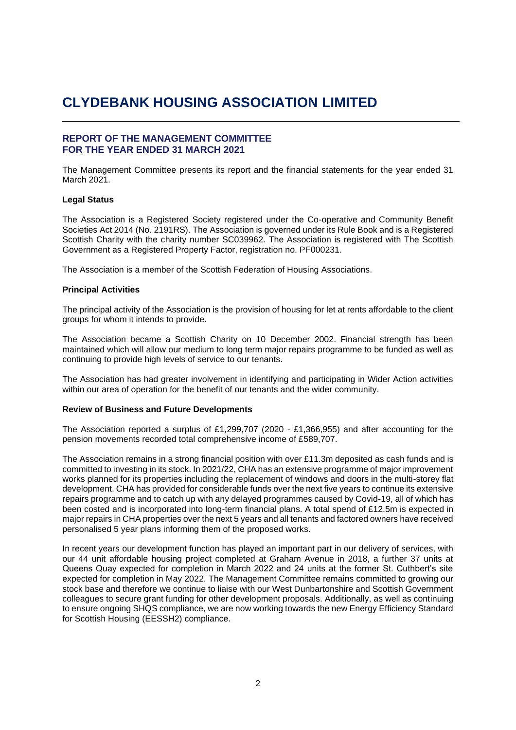# CLYDEBANK HOUSING ASSOCIATION LIMITED

## REPORT OF THE MANAGEMENT COMMITTEE FOR THE YEAR ENDED 31 MARCH 2021

The Management Committee presents its report and the financial statements for the year ended 31 March 2021.

### Legal Status

The Association is a Registered Society registered under the Co-operative and Community Benefit Societies Act 2014 (No. 2191RS). The Association is governed under its Rule Book and is a Registered Scottish Charity with the charity number SC039962. The Association is registered with The Scottish Government as a Registered Property Factor, registration no. PF000231.

The Association is a member of the Scottish Federation of Housing Associations.

### Principal Activities

The principal activity of the Association is the provision of housing for let at rents affordable to the client groups for whom it intends to provide.

The Association became a Scottish Charity on 10 December 2002. Financial strength has been maintained which will allow our medium to long term major repairs programme to be funded as well as continuing to provide high levels of service to our tenants.

The Association has had greater involvement in identifying and participating in Wider Action activities within our area of operation for the benefit of our tenants and the wider community.

### Review of Business and Future Developments

The Association reported a surplus of £1,299,707 (2020 - £1,366,955) and after accounting for the pension movements recorded total comprehensive income of £589,707.

The Association remains in a strong financial position with over £11.3m deposited as cash funds and is committed to investing in its stock. In 2021/22, CHA has an extensive programme of major improvement works planned for its properties including the replacement of windows and doors in the multi-storey flat development. CHA has provided for considerable funds over the next five years to continue its extensive repairs programme and to catch up with any delayed programmes caused by Covid-19, all of which has been costed and is incorporated into long-term financial plans. A total spend of £12.5m is expected in major repairs in CHA properties over the next 5 years and all tenants and factored owners have received personalised 5 year plans informing them of the proposed works.

In recent years our development function has played an important part in our delivery of services, with our 44 unit affordable housing project completed at Graham Avenue in 2018, a further 37 units at Queens Quay expected for completion in March 2022 and 24 units at the former St. Cuthbert's site expected for completion in May 2022. The Management Committee remains committed to growing our stock base and therefore we continue to liaise with our West Dunbartonshire and Scottish Government colleagues to secure grant funding for other development proposals. Additionally, as well as continuing to ensure ongoing SHQS compliance, we are now working towards the new Energy Efficiency Standard for Scottish Housing (EESSH2) compliance.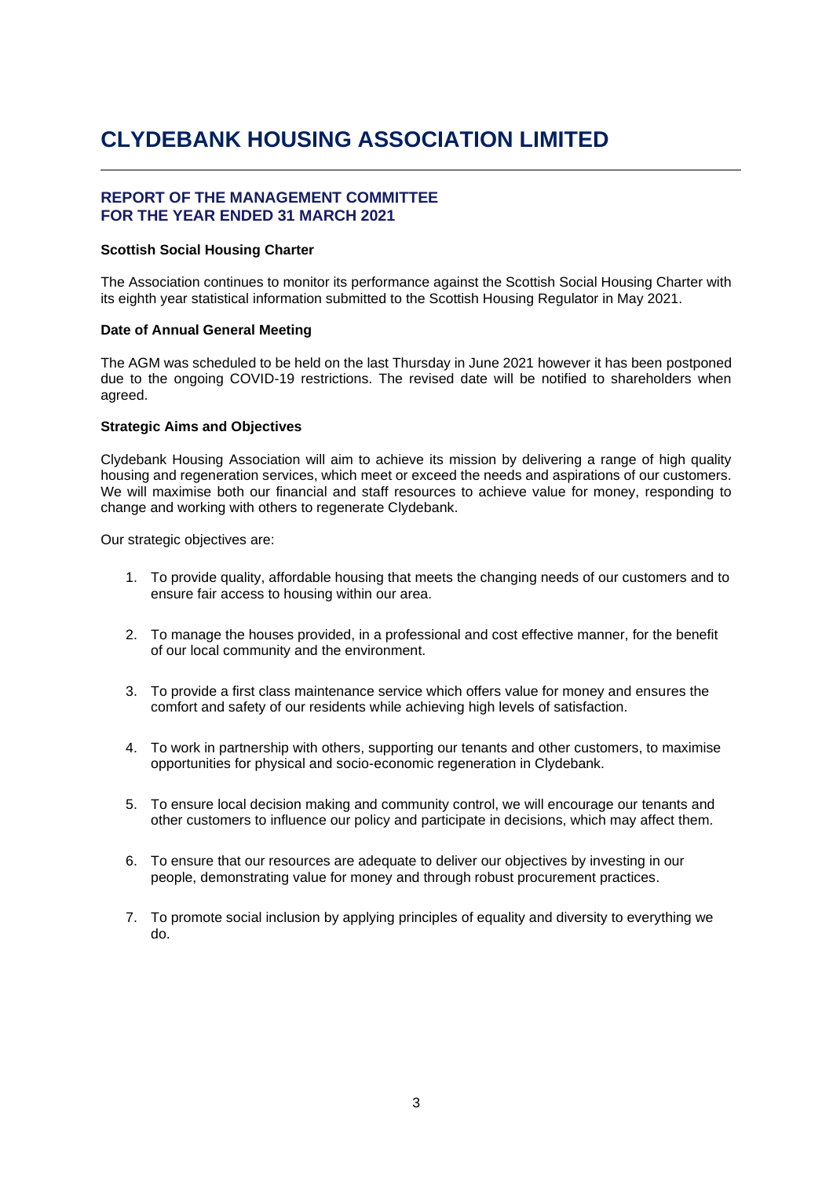# CLYDEBANK HOUSING ASSOCIATION LIMITED

## REPORT OF THE MANAGEMENT COMMITTEE FOR THE YEAR ENDED 31 MARCH 2021

**Scottish Social Housing Charter**

The Association continues to monitor its performance against the Scottish Social Housing Charter with its eighth year statistical information submitted to the Scottish Housing Regulator in May 2021.

**Date of Annual General Meeting**

The AGM was scheduled to be held on the last Thursday in June 2021 however it has been postponed due to the ongoing COVID-19 restrictions. The revised date will be notified to shareholders when agreed.

**Strategic Aims and Objectives**

Clydebank Housing Association will aim to achieve its mission by delivering a range of high quality housing and regeneration services, which meet or exceed the needs and aspirations of our customers. We will maximise both our financial and staff resources to achieve value for money, responding to change and working with others to regenerate Clydebank.

Our strategic objectives are:

1. To provide quality, affordable housing that meets the changing needs of our customers and to ensure fair access to housing within our area.

2. To manage the houses provided, in a professional and cost effective manner, for the benefit of our local community and the environment.

3. To provide a first class maintenance service which offers value for money and ensures the comfort and safety of our residents while achieving high levels of satisfaction.

4. To work in partnership with others, supporting our tenants and other customers, to maximise opportunities for physical and socio-economic regeneration in Clydebank.

5. To ensure local decision making and community control, we will encourage our tenants and other customers to influence our policy and participate in decisions, which may affect them.

6. To ensure that our resources are adequate to deliver our objectives by investing in our people, demonstrating value for money and through robust procurement practices.

7. To promote social inclusion by applying principles of equality and diversity to everything we do.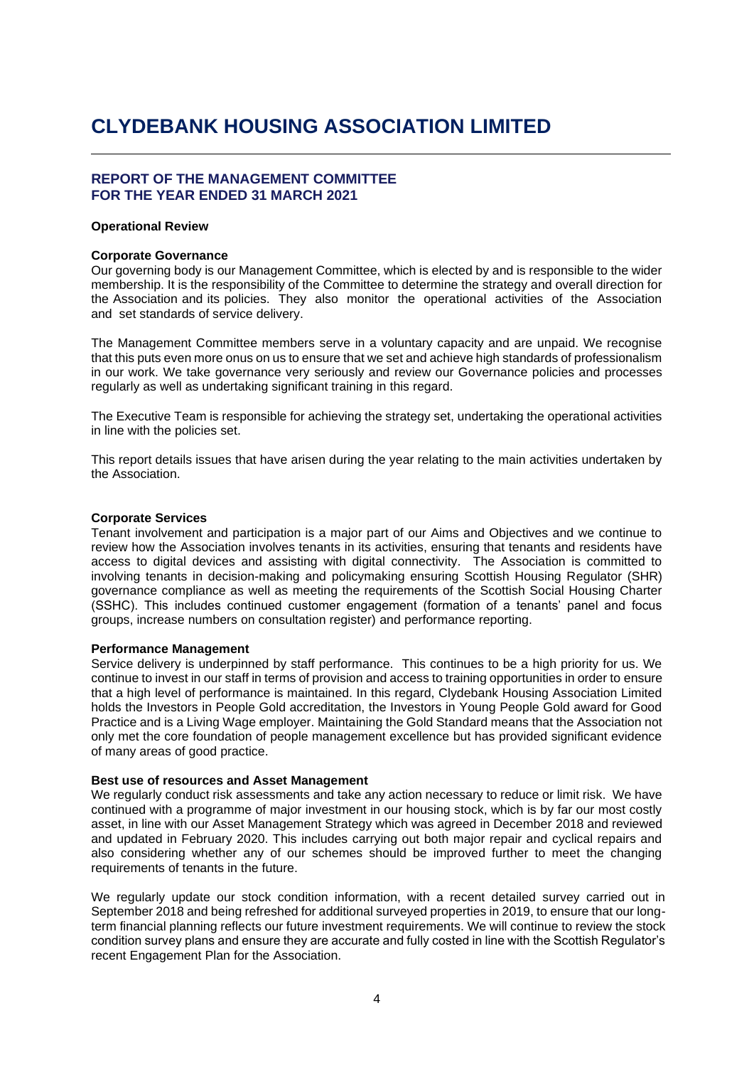# CLYDEBANK HOUSING ASSOCIATION LIMITED

## REPORT OF THE MANAGEMENT COMMITTEE
## FOR THE YEAR ENDED 31 MARCH 2021

**Operational Review**

**Corporate Governance**
Our governing body is our Management Committee, which is elected by and is responsible to the wider membership. It is the responsibility of the Committee to determine the strategy and overall direction for the Association and its policies. They also monitor the operational activities of the Association and set standards of service delivery.

The Management Committee members serve in a voluntary capacity and are unpaid. We recognise that this puts even more onus on us to ensure that we set and achieve high standards of professionalism in our work. We take governance very seriously and review our Governance policies and processes regularly as well as undertaking significant training in this regard.

The Executive Team is responsible for achieving the strategy set, undertaking the operational activities in line with the policies set.

This report details issues that have arisen during the year relating to the main activities undertaken by the Association.

**Corporate Services**
Tenant involvement and participation is a major part of our Aims and Objectives and we continue to review how the Association involves tenants in its activities, ensuring that tenants and residents have access to digital devices and assisting with digital connectivity. The Association is committed to involving tenants in decision-making and policymaking ensuring Scottish Housing Regulator (SHR) governance compliance as well as meeting the requirements of the Scottish Social Housing Charter (SSHC). This includes continued customer engagement (formation of a tenants' panel and focus groups, increase numbers on consultation register) and performance reporting.

**Performance Management**
Service delivery is underpinned by staff performance. This continues to be a high priority for us. We continue to invest in our staff in terms of provision and access to training opportunities in order to ensure that a high level of performance is maintained. In this regard, Clydebank Housing Association Limited holds the Investors in People Gold accreditation, the Investors in Young People Gold award for Good Practice and is a Living Wage employer. Maintaining the Gold Standard means that the Association not only met the core foundation of people management excellence but has provided significant evidence of many areas of good practice.

**Best use of resources and Asset Management**
We regularly conduct risk assessments and take any action necessary to reduce or limit risk. We have continued with a programme of major investment in our housing stock, which is by far our most costly asset, in line with our Asset Management Strategy which was agreed in December 2018 and reviewed and updated in February 2020. This includes carrying out both major repair and cyclical repairs and also considering whether any of our schemes should be improved further to meet the changing requirements of tenants in the future.

We regularly update our stock condition information, with a recent detailed survey carried out in September 2018 and being refreshed for additional surveyed properties in 2019, to ensure that our long-term financial planning reflects our future investment requirements. We will continue to review the stock condition survey plans and ensure they are accurate and fully costed in line with the Scottish Regulator's recent Engagement Plan for the Association.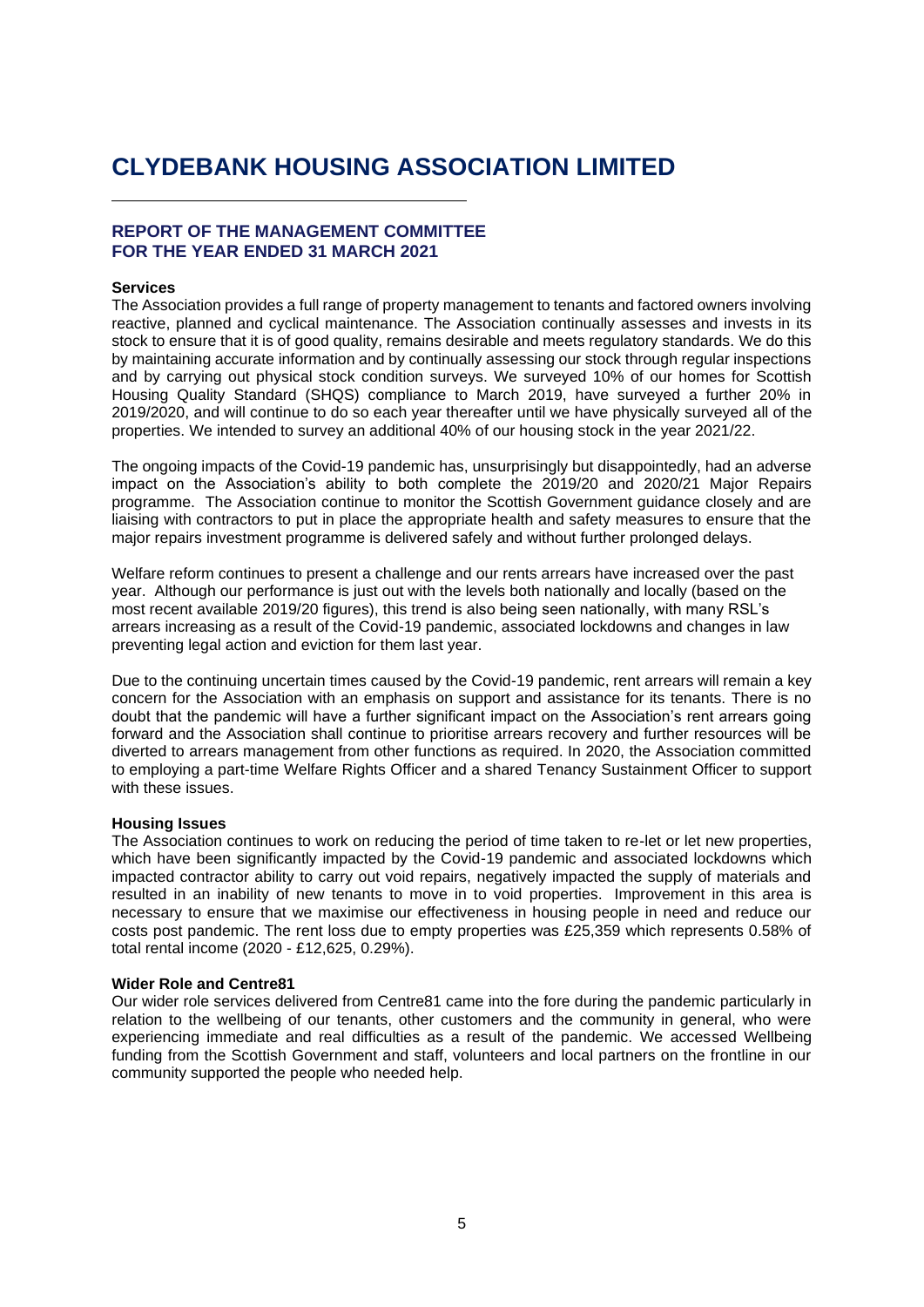# CLYDEBANK HOUSING ASSOCIATION LIMITED

## REPORT OF THE MANAGEMENT COMMITTEE FOR THE YEAR ENDED 31 MARCH 2021

**Services**

The Association provides a full range of property management to tenants and factored owners involving reactive, planned and cyclical maintenance. The Association continually assesses and invests in its stock to ensure that it is of good quality, remains desirable and meets regulatory standards. We do this by maintaining accurate information and by continually assessing our stock through regular inspections and by carrying out physical stock condition surveys. We surveyed 10% of our homes for Scottish Housing Quality Standard (SHQS) compliance to March 2019, have surveyed a further 20% in 2019/2020, and will continue to do so each year thereafter until we have physically surveyed all of the properties. We intended to survey an additional 40% of our housing stock in the year 2021/22.

The ongoing impacts of the Covid-19 pandemic has, unsurprisingly but disappointedly, had an adverse impact on the Association's ability to both complete the 2019/20 and 2020/21 Major Repairs programme. The Association continue to monitor the Scottish Government guidance closely and are liaising with contractors to put in place the appropriate health and safety measures to ensure that the major repairs investment programme is delivered safely and without further prolonged delays.

Welfare reform continues to present a challenge and our rents arrears have increased over the past year. Although our performance is just out with the levels both nationally and locally (based on the most recent available 2019/20 figures), this trend is also being seen nationally, with many RSL's arrears increasing as a result of the Covid-19 pandemic, associated lockdowns and changes in law preventing legal action and eviction for them last year.

Due to the continuing uncertain times caused by the Covid-19 pandemic, rent arrears will remain a key concern for the Association with an emphasis on support and assistance for its tenants. There is no doubt that the pandemic will have a further significant impact on the Association's rent arrears going forward and the Association shall continue to prioritise arrears recovery and further resources will be diverted to arrears management from other functions as required. In 2020, the Association committed to employing a part-time Welfare Rights Officer and a shared Tenancy Sustainment Officer to support with these issues.

**Housing Issues**

The Association continues to work on reducing the period of time taken to re-let or let new properties, which have been significantly impacted by the Covid-19 pandemic and associated lockdowns which impacted contractor ability to carry out void repairs, negatively impacted the supply of materials and resulted in an inability of new tenants to move in to void properties. Improvement in this area is necessary to ensure that we maximise our effectiveness in housing people in need and reduce our costs post pandemic. The rent loss due to empty properties was £25,359 which represents 0.58% of total rental income (2020 - £12,625, 0.29%).

**Wider Role and Centre81**

Our wider role services delivered from Centre81 came into the fore during the pandemic particularly in relation to the wellbeing of our tenants, other customers and the community in general, who were experiencing immediate and real difficulties as a result of the pandemic. We accessed Wellbeing funding from the Scottish Government and staff, volunteers and local partners on the frontline in our community supported the people who needed help.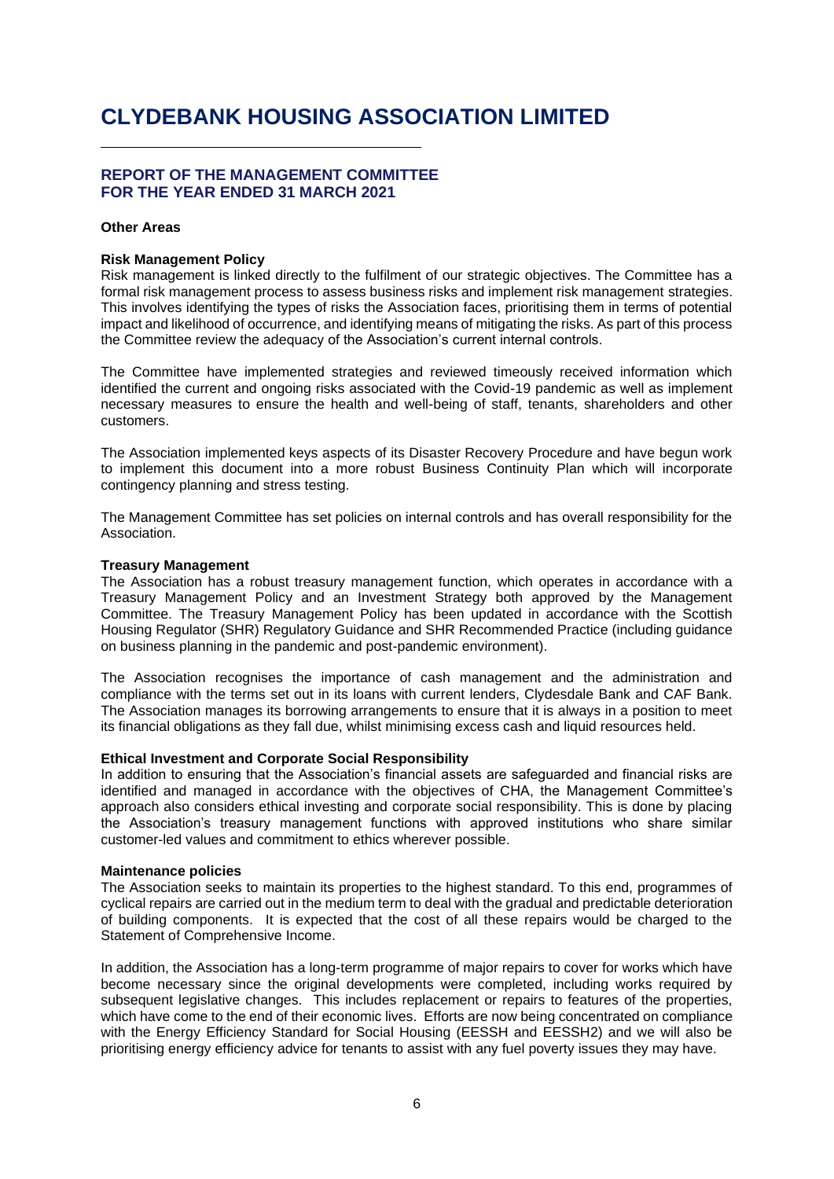# CLYDEBANK HOUSING ASSOCIATION LIMITED

## REPORT OF THE MANAGEMENT COMMITTEE FOR THE YEAR ENDED 31 MARCH 2021

**Other Areas**

**Risk Management Policy**
Risk management is linked directly to the fulfilment of our strategic objectives. The Committee has a formal risk management process to assess business risks and implement risk management strategies. This involves identifying the types of risks the Association faces, prioritising them in terms of potential impact and likelihood of occurrence, and identifying means of mitigating the risks. As part of this process the Committee review the adequacy of the Association's current internal controls.

The Committee have implemented strategies and reviewed timeously received information which identified the current and ongoing risks associated with the Covid-19 pandemic as well as implement necessary measures to ensure the health and well-being of staff, tenants, shareholders and other customers.

The Association implemented keys aspects of its Disaster Recovery Procedure and have begun work to implement this document into a more robust Business Continuity Plan which will incorporate contingency planning and stress testing.

The Management Committee has set policies on internal controls and has overall responsibility for the Association.

**Treasury Management**
The Association has a robust treasury management function, which operates in accordance with a Treasury Management Policy and an Investment Strategy both approved by the Management Committee. The Treasury Management Policy has been updated in accordance with the Scottish Housing Regulator (SHR) Regulatory Guidance and SHR Recommended Practice (including guidance on business planning in the pandemic and post-pandemic environment).

The Association recognises the importance of cash management and the administration and compliance with the terms set out in its loans with current lenders, Clydesdale Bank and CAF Bank. The Association manages its borrowing arrangements to ensure that it is always in a position to meet its financial obligations as they fall due, whilst minimising excess cash and liquid resources held.

**Ethical Investment and Corporate Social Responsibility**
In addition to ensuring that the Association's financial assets are safeguarded and financial risks are identified and managed in accordance with the objectives of CHA, the Management Committee's approach also considers ethical investing and corporate social responsibility. This is done by placing the Association's treasury management functions with approved institutions who share similar customer-led values and commitment to ethics wherever possible.

**Maintenance policies**
The Association seeks to maintain its properties to the highest standard. To this end, programmes of cyclical repairs are carried out in the medium term to deal with the gradual and predictable deterioration of building components. It is expected that the cost of all these repairs would be charged to the Statement of Comprehensive Income.

In addition, the Association has a long-term programme of major repairs to cover for works which have become necessary since the original developments were completed, including works required by subsequent legislative changes. This includes replacement or repairs to features of the properties, which have come to the end of their economic lives. Efforts are now being concentrated on compliance with the Energy Efficiency Standard for Social Housing (EESSH and EESSH2) and we will also be prioritising energy efficiency advice for tenants to assist with any fuel poverty issues they may have.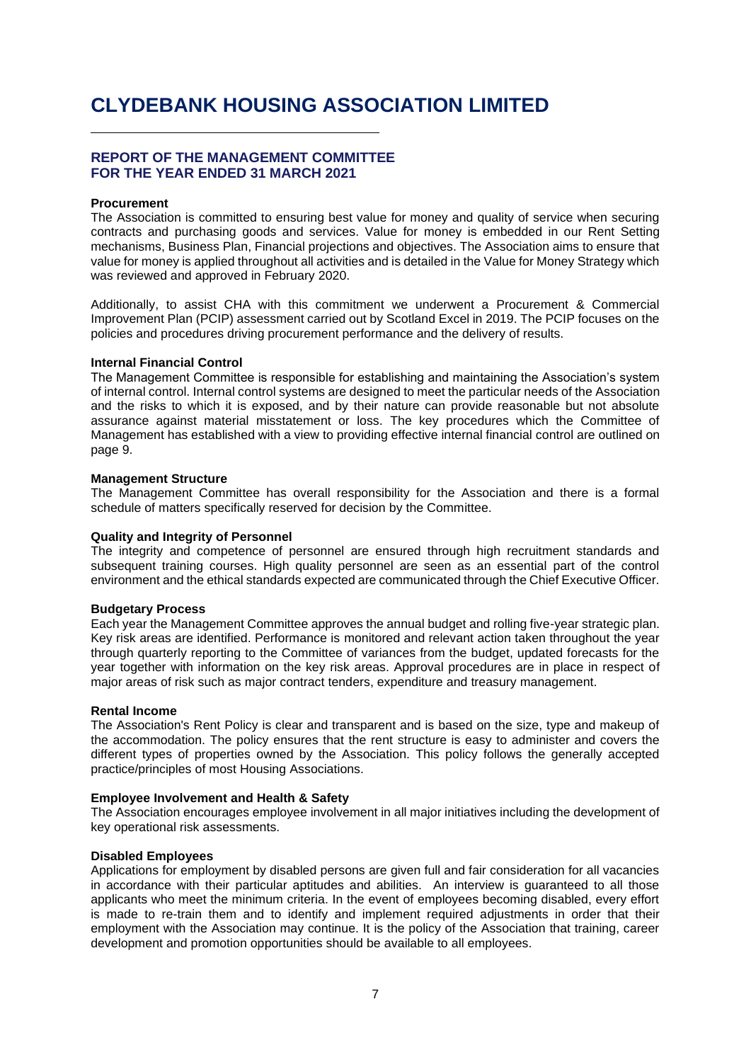# CLYDEBANK HOUSING ASSOCIATION LIMITED

## REPORT OF THE MANAGEMENT COMMITTEE FOR THE YEAR ENDED 31 MARCH 2021

**Procurement**
The Association is committed to ensuring best value for money and quality of service when securing contracts and purchasing goods and services. Value for money is embedded in our Rent Setting mechanisms, Business Plan, Financial projections and objectives. The Association aims to ensure that value for money is applied throughout all activities and is detailed in the Value for Money Strategy which was reviewed and approved in February 2020.

Additionally, to assist CHA with this commitment we underwent a Procurement & Commercial Improvement Plan (PCIP) assessment carried out by Scotland Excel in 2019. The PCIP focuses on the policies and procedures driving procurement performance and the delivery of results.

**Internal Financial Control**
The Management Committee is responsible for establishing and maintaining the Association's system of internal control. Internal control systems are designed to meet the particular needs of the Association and the risks to which it is exposed, and by their nature can provide reasonable but not absolute assurance against material misstatement or loss. The key procedures which the Committee of Management has established with a view to providing effective internal financial control are outlined on page 9.

**Management Structure**
The Management Committee has overall responsibility for the Association and there is a formal schedule of matters specifically reserved for decision by the Committee.

**Quality and Integrity of Personnel**
The integrity and competence of personnel are ensured through high recruitment standards and subsequent training courses. High quality personnel are seen as an essential part of the control environment and the ethical standards expected are communicated through the Chief Executive Officer.

**Budgetary Process**
Each year the Management Committee approves the annual budget and rolling five-year strategic plan. Key risk areas are identified. Performance is monitored and relevant action taken throughout the year through quarterly reporting to the Committee of variances from the budget, updated forecasts for the year together with information on the key risk areas. Approval procedures are in place in respect of major areas of risk such as major contract tenders, expenditure and treasury management.

**Rental Income**
The Association's Rent Policy is clear and transparent and is based on the size, type and makeup of the accommodation. The policy ensures that the rent structure is easy to administer and covers the different types of properties owned by the Association. This policy follows the generally accepted practice/principles of most Housing Associations.

**Employee Involvement and Health & Safety**
The Association encourages employee involvement in all major initiatives including the development of key operational risk assessments.

**Disabled Employees**
Applications for employment by disabled persons are given full and fair consideration for all vacancies in accordance with their particular aptitudes and abilities. An interview is guaranteed to all those applicants who meet the minimum criteria. In the event of employees becoming disabled, every effort is made to re-train them and to identify and implement required adjustments in order that their employment with the Association may continue. It is the policy of the Association that training, career development and promotion opportunities should be available to all employees.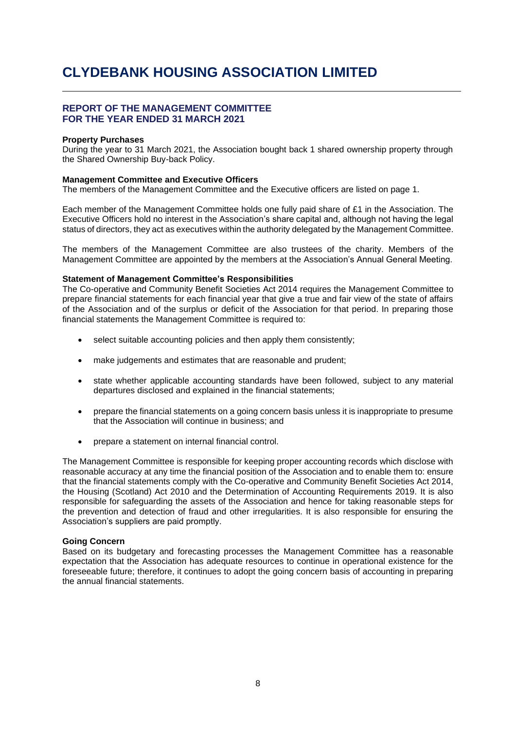# CLYDEBANK HOUSING ASSOCIATION LIMITED

## REPORT OF THE MANAGEMENT COMMITTEE FOR THE YEAR ENDED 31 MARCH 2021

**Property Purchases**
During the year to 31 March 2021, the Association bought back 1 shared ownership property through the Shared Ownership Buy-back Policy.

**Management Committee and Executive Officers**
The members of the Management Committee and the Executive officers are listed on page 1.

Each member of the Management Committee holds one fully paid share of £1 in the Association. The Executive Officers hold no interest in the Association's share capital and, although not having the legal status of directors, they act as executives within the authority delegated by the Management Committee.

The members of the Management Committee are also trustees of the charity. Members of the Management Committee are appointed by the members at the Association's Annual General Meeting.

**Statement of Management Committee's Responsibilities**
The Co-operative and Community Benefit Societies Act 2014 requires the Management Committee to prepare financial statements for each financial year that give a true and fair view of the state of affairs of the Association and of the surplus or deficit of the Association for that period. In preparing those financial statements the Management Committee is required to:

- select suitable accounting policies and then apply them consistently;
- make judgements and estimates that are reasonable and prudent;
- state whether applicable accounting standards have been followed, subject to any material departures disclosed and explained in the financial statements;
- prepare the financial statements on a going concern basis unless it is inappropriate to presume that the Association will continue in business; and
- prepare a statement on internal financial control.

The Management Committee is responsible for keeping proper accounting records which disclose with reasonable accuracy at any time the financial position of the Association and to enable them to: ensure that the financial statements comply with the Co-operative and Community Benefit Societies Act 2014, the Housing (Scotland) Act 2010 and the Determination of Accounting Requirements 2019. It is also responsible for safeguarding the assets of the Association and hence for taking reasonable steps for the prevention and detection of fraud and other irregularities. It is also responsible for ensuring the Association's suppliers are paid promptly.

**Going Concern**
Based on its budgetary and forecasting processes the Management Committee has a reasonable expectation that the Association has adequate resources to continue in operational existence for the foreseeable future; therefore, it continues to adopt the going concern basis of accounting in preparing the annual financial statements.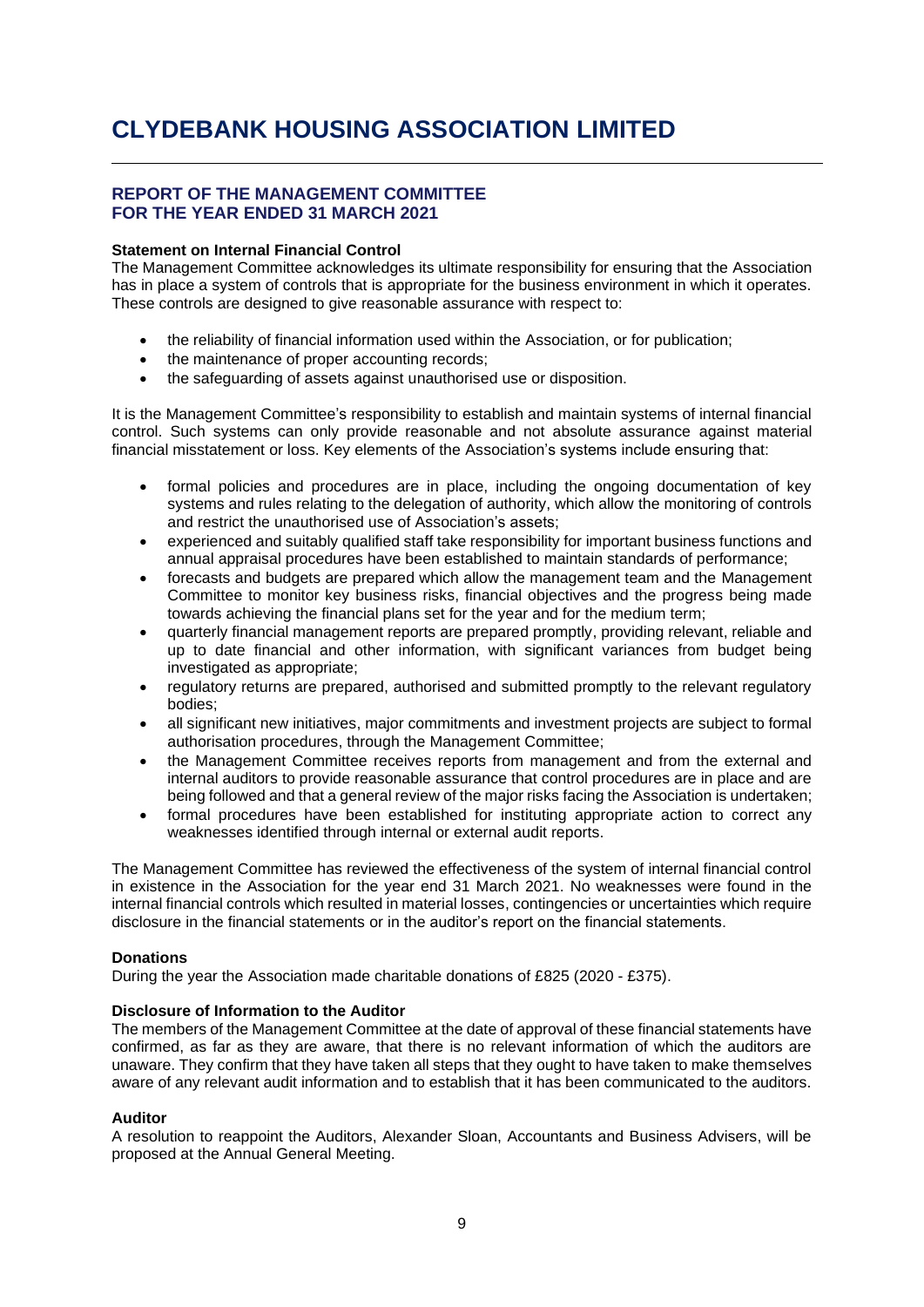# CLYDEBANK HOUSING ASSOCIATION LIMITED

## REPORT OF THE MANAGEMENT COMMITTEE FOR THE YEAR ENDED 31 MARCH 2021

**Statement on Internal Financial Control**

The Management Committee acknowledges its ultimate responsibility for ensuring that the Association has in place a system of controls that is appropriate for the business environment in which it operates. These controls are designed to give reasonable assurance with respect to:

- the reliability of financial information used within the Association, or for publication;
- the maintenance of proper accounting records;
- the safeguarding of assets against unauthorised use or disposition.

It is the Management Committee's responsibility to establish and maintain systems of internal financial control. Such systems can only provide reasonable and not absolute assurance against material financial misstatement or loss. Key elements of the Association's systems include ensuring that:

- formal policies and procedures are in place, including the ongoing documentation of key systems and rules relating to the delegation of authority, which allow the monitoring of controls and restrict the unauthorised use of Association's assets;
- experienced and suitably qualified staff take responsibility for important business functions and annual appraisal procedures have been established to maintain standards of performance;
- forecasts and budgets are prepared which allow the management team and the Management Committee to monitor key business risks, financial objectives and the progress being made towards achieving the financial plans set for the year and for the medium term;
- quarterly financial management reports are prepared promptly, providing relevant, reliable and up to date financial and other information, with significant variances from budget being investigated as appropriate;
- regulatory returns are prepared, authorised and submitted promptly to the relevant regulatory bodies;
- all significant new initiatives, major commitments and investment projects are subject to formal authorisation procedures, through the Management Committee;
- the Management Committee receives reports from management and from the external and internal auditors to provide reasonable assurance that control procedures are in place and are being followed and that a general review of the major risks facing the Association is undertaken;
- formal procedures have been established for instituting appropriate action to correct any weaknesses identified through internal or external audit reports.

The Management Committee has reviewed the effectiveness of the system of internal financial control in existence in the Association for the year end 31 March 2021. No weaknesses were found in the internal financial controls which resulted in material losses, contingencies or uncertainties which require disclosure in the financial statements or in the auditor's report on the financial statements.

**Donations**

During the year the Association made charitable donations of £825 (2020 - £375).

**Disclosure of Information to the Auditor**

The members of the Management Committee at the date of approval of these financial statements have confirmed, as far as they are aware, that there is no relevant information of which the auditors are unaware. They confirm that they have taken all steps that they ought to have taken to make themselves aware of any relevant audit information and to establish that it has been communicated to the auditors.

**Auditor**

A resolution to reappoint the Auditors, Alexander Sloan, Accountants and Business Advisers, will be proposed at the Annual General Meeting.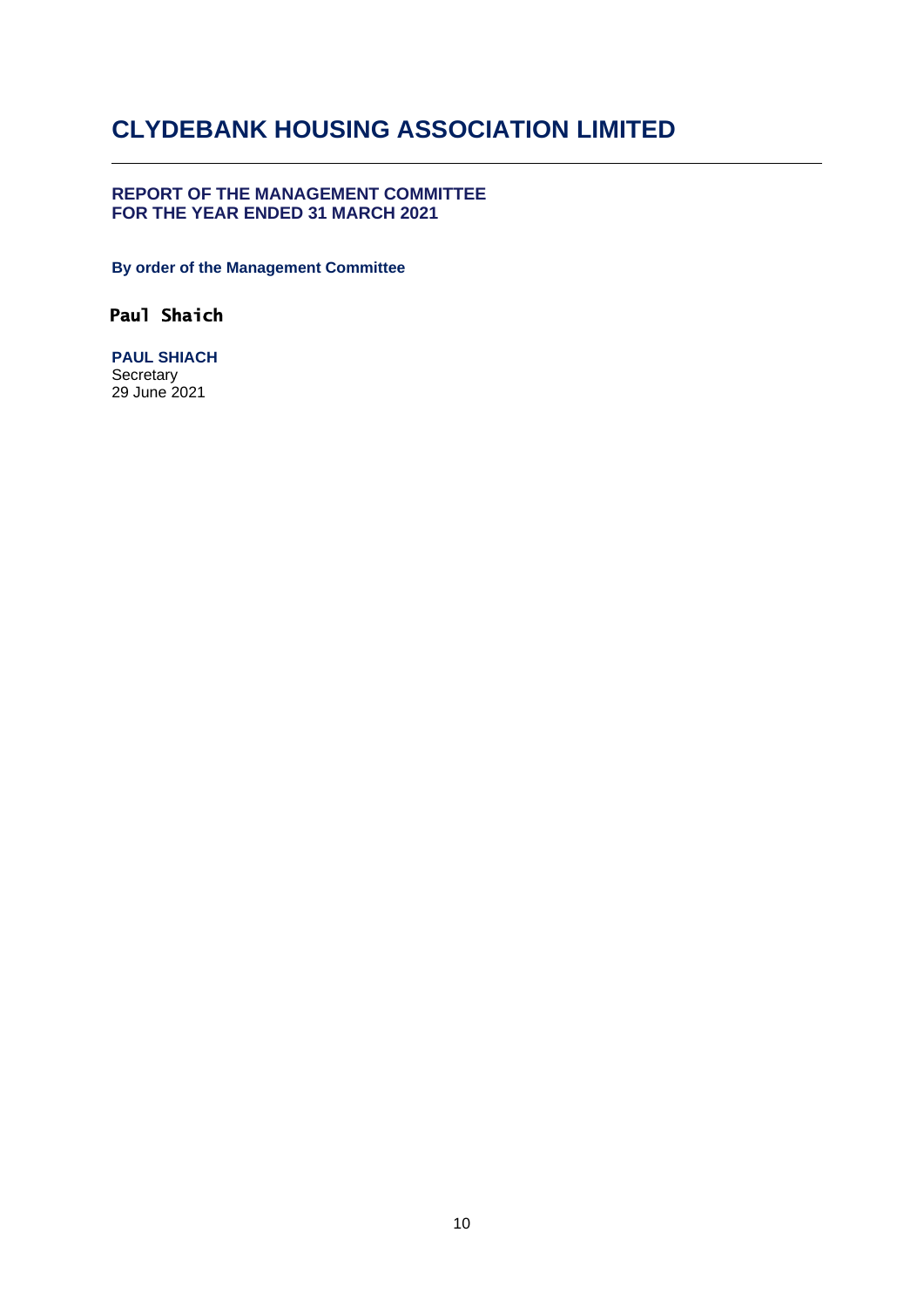# CLYDEBANK HOUSING ASSOCIATION LIMITED

**REPORT OF THE MANAGEMENT COMMITTEE**
**FOR THE YEAR ENDED 31 MARCH 2021**

**By order of the Management Committee**

**Paul Shaich**

**PAUL SHIACH**
Secretary
29 June 2021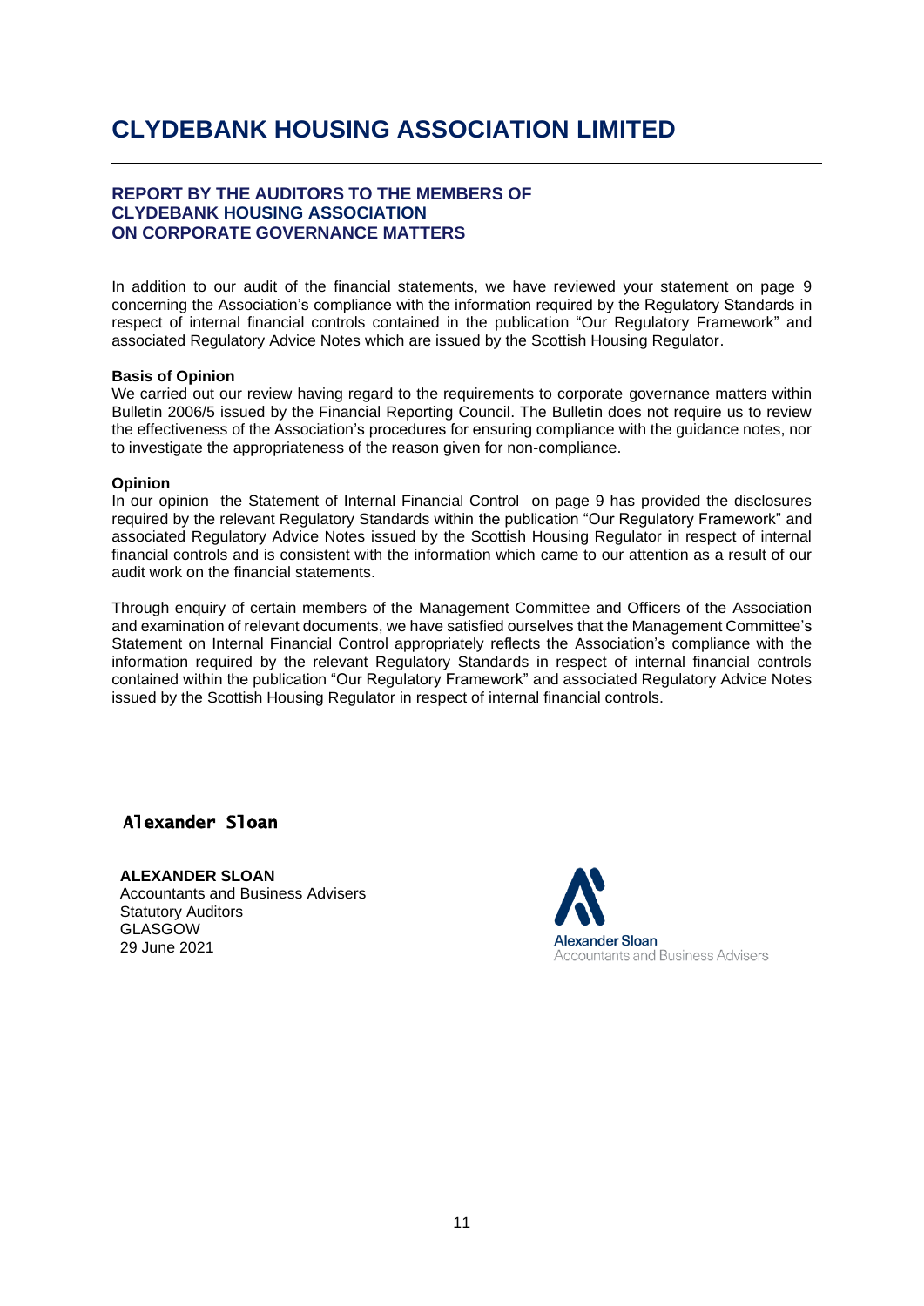# CLYDEBANK HOUSING ASSOCIATION LIMITED

## REPORT BY THE AUDITORS TO THE MEMBERS OF CLYDEBANK HOUSING ASSOCIATION ON CORPORATE GOVERNANCE MATTERS

In addition to our audit of the financial statements, we have reviewed your statement on page 9 concerning the Association's compliance with the information required by the Regulatory Standards in respect of internal financial controls contained in the publication "Our Regulatory Framework" and associated Regulatory Advice Notes which are issued by the Scottish Housing Regulator.

**Basis of Opinion**

We carried out our review having regard to the requirements to corporate governance matters within Bulletin 2006/5 issued by the Financial Reporting Council. The Bulletin does not require us to review the effectiveness of the Association's procedures for ensuring compliance with the guidance notes, nor to investigate the appropriateness of the reason given for non-compliance.

**Opinion**

In our opinion the Statement of Internal Financial Control on page 9 has provided the disclosures required by the relevant Regulatory Standards within the publication "Our Regulatory Framework" and associated Regulatory Advice Notes issued by the Scottish Housing Regulator in respect of internal financial controls and is consistent with the information which came to our attention as a result of our audit work on the financial statements.

Through enquiry of certain members of the Management Committee and Officers of the Association and examination of relevant documents, we have satisfied ourselves that the Management Committee's Statement on Internal Financial Control appropriately reflects the Association's compliance with the information required by the relevant Regulatory Standards in respect of internal financial controls contained within the publication "Our Regulatory Framework" and associated Regulatory Advice Notes issued by the Scottish Housing Regulator in respect of internal financial controls.

Alexander Sloan

**ALEXANDER SLOAN**
Accountants and Business Advisers
Statutory Auditors
GLASGOW
29 June 2021

Alexander Sloan
Accountants and Business Advisers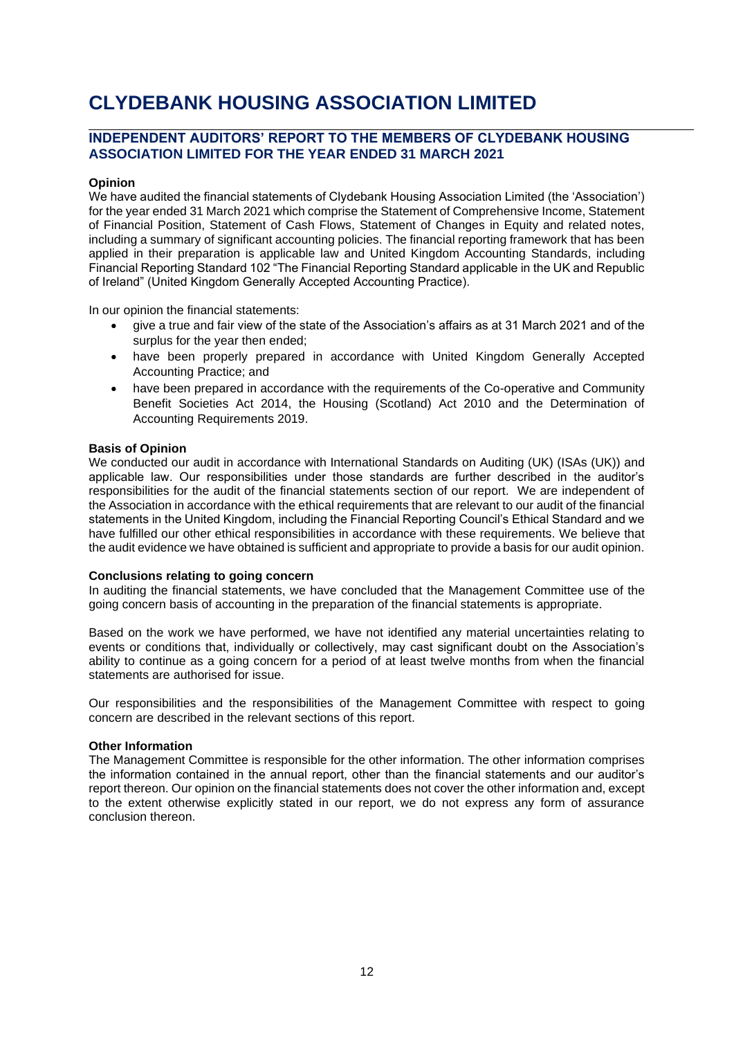# CLYDEBANK HOUSING ASSOCIATION LIMITED

## INDEPENDENT AUDITORS' REPORT TO THE MEMBERS OF CLYDEBANK HOUSING ASSOCIATION LIMITED FOR THE YEAR ENDED 31 MARCH 2021

**Opinion**

We have audited the financial statements of Clydebank Housing Association Limited (the 'Association') for the year ended 31 March 2021 which comprise the Statement of Comprehensive Income, Statement of Financial Position, Statement of Cash Flows, Statement of Changes in Equity and related notes, including a summary of significant accounting policies. The financial reporting framework that has been applied in their preparation is applicable law and United Kingdom Accounting Standards, including Financial Reporting Standard 102 "The Financial Reporting Standard applicable in the UK and Republic of Ireland" (United Kingdom Generally Accepted Accounting Practice).

In our opinion the financial statements:

- give a true and fair view of the state of the Association's affairs as at 31 March 2021 and of the surplus for the year then ended;
- have been properly prepared in accordance with United Kingdom Generally Accepted Accounting Practice; and
- have been prepared in accordance with the requirements of the Co-operative and Community Benefit Societies Act 2014, the Housing (Scotland) Act 2010 and the Determination of Accounting Requirements 2019.

**Basis of Opinion**

We conducted our audit in accordance with International Standards on Auditing (UK) (ISAs (UK)) and applicable law. Our responsibilities under those standards are further described in the auditor's responsibilities for the audit of the financial statements section of our report. We are independent of the Association in accordance with the ethical requirements that are relevant to our audit of the financial statements in the United Kingdom, including the Financial Reporting Council's Ethical Standard and we have fulfilled our other ethical responsibilities in accordance with these requirements. We believe that the audit evidence we have obtained is sufficient and appropriate to provide a basis for our audit opinion.

**Conclusions relating to going concern**

In auditing the financial statements, we have concluded that the Management Committee use of the going concern basis of accounting in the preparation of the financial statements is appropriate.

Based on the work we have performed, we have not identified any material uncertainties relating to events or conditions that, individually or collectively, may cast significant doubt on the Association's ability to continue as a going concern for a period of at least twelve months from when the financial statements are authorised for issue.

Our responsibilities and the responsibilities of the Management Committee with respect to going concern are described in the relevant sections of this report.

**Other Information**

The Management Committee is responsible for the other information. The other information comprises the information contained in the annual report, other than the financial statements and our auditor's report thereon. Our opinion on the financial statements does not cover the other information and, except to the extent otherwise explicitly stated in our report, we do not express any form of assurance conclusion thereon.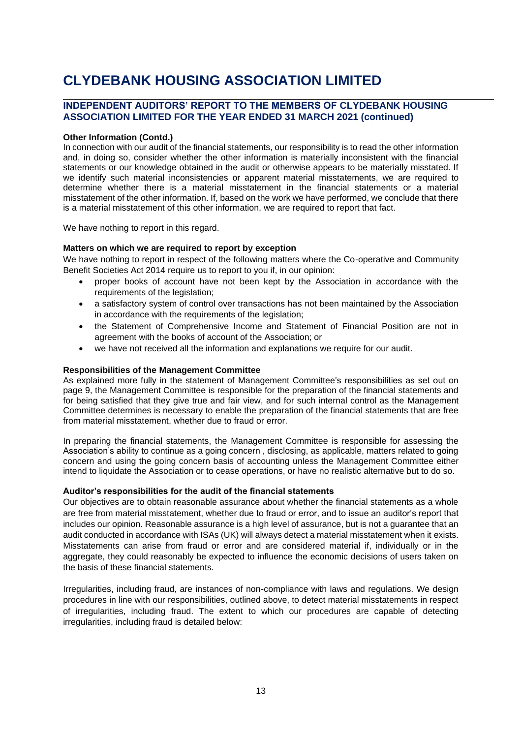# CLYDEBANK HOUSING ASSOCIATION LIMITED

## INDEPENDENT AUDITORS' REPORT TO THE MEMBERS OF CLYDEBANK HOUSING ASSOCIATION LIMITED FOR THE YEAR ENDED 31 MARCH 2021 (continued)

**Other Information (Contd.)**

In connection with our audit of the financial statements, our responsibility is to read the other information and, in doing so, consider whether the other information is materially inconsistent with the financial statements or our knowledge obtained in the audit or otherwise appears to be materially misstated. If we identify such material inconsistencies or apparent material misstatements, we are required to determine whether there is a material misstatement in the financial statements or a material misstatement of the other information. If, based on the work we have performed, we conclude that there is a material misstatement of this other information, we are required to report that fact.

We have nothing to report in this regard.

**Matters on which we are required to report by exception**

We have nothing to report in respect of the following matters where the Co-operative and Community Benefit Societies Act 2014 require us to report to you if, in our opinion:

- proper books of account have not been kept by the Association in accordance with the requirements of the legislation;
- a satisfactory system of control over transactions has not been maintained by the Association in accordance with the requirements of the legislation;
- the Statement of Comprehensive Income and Statement of Financial Position are not in agreement with the books of account of the Association; or
- we have not received all the information and explanations we require for our audit.

**Responsibilities of the Management Committee**

As explained more fully in the statement of Management Committee's responsibilities as set out on page 9, the Management Committee is responsible for the preparation of the financial statements and for being satisfied that they give true and fair view, and for such internal control as the Management Committee determines is necessary to enable the preparation of the financial statements that are free from material misstatement, whether due to fraud or error.

In preparing the financial statements, the Management Committee is responsible for assessing the Association's ability to continue as a going concern , disclosing, as applicable, matters related to going concern and using the going concern basis of accounting unless the Management Committee either intend to liquidate the Association or to cease operations, or have no realistic alternative but to do so.

**Auditor's responsibilities for the audit of the financial statements**

Our objectives are to obtain reasonable assurance about whether the financial statements as a whole are free from material misstatement, whether due to fraud or error, and to issue an auditor's report that includes our opinion. Reasonable assurance is a high level of assurance, but is not a guarantee that an audit conducted in accordance with ISAs (UK) will always detect a material misstatement when it exists. Misstatements can arise from fraud or error and are considered material if, individually or in the aggregate, they could reasonably be expected to influence the economic decisions of users taken on the basis of these financial statements.

Irregularities, including fraud, are instances of non-compliance with laws and regulations. We design procedures in line with our responsibilities, outlined above, to detect material misstatements in respect of irregularities, including fraud. The extent to which our procedures are capable of detecting irregularities, including fraud is detailed below: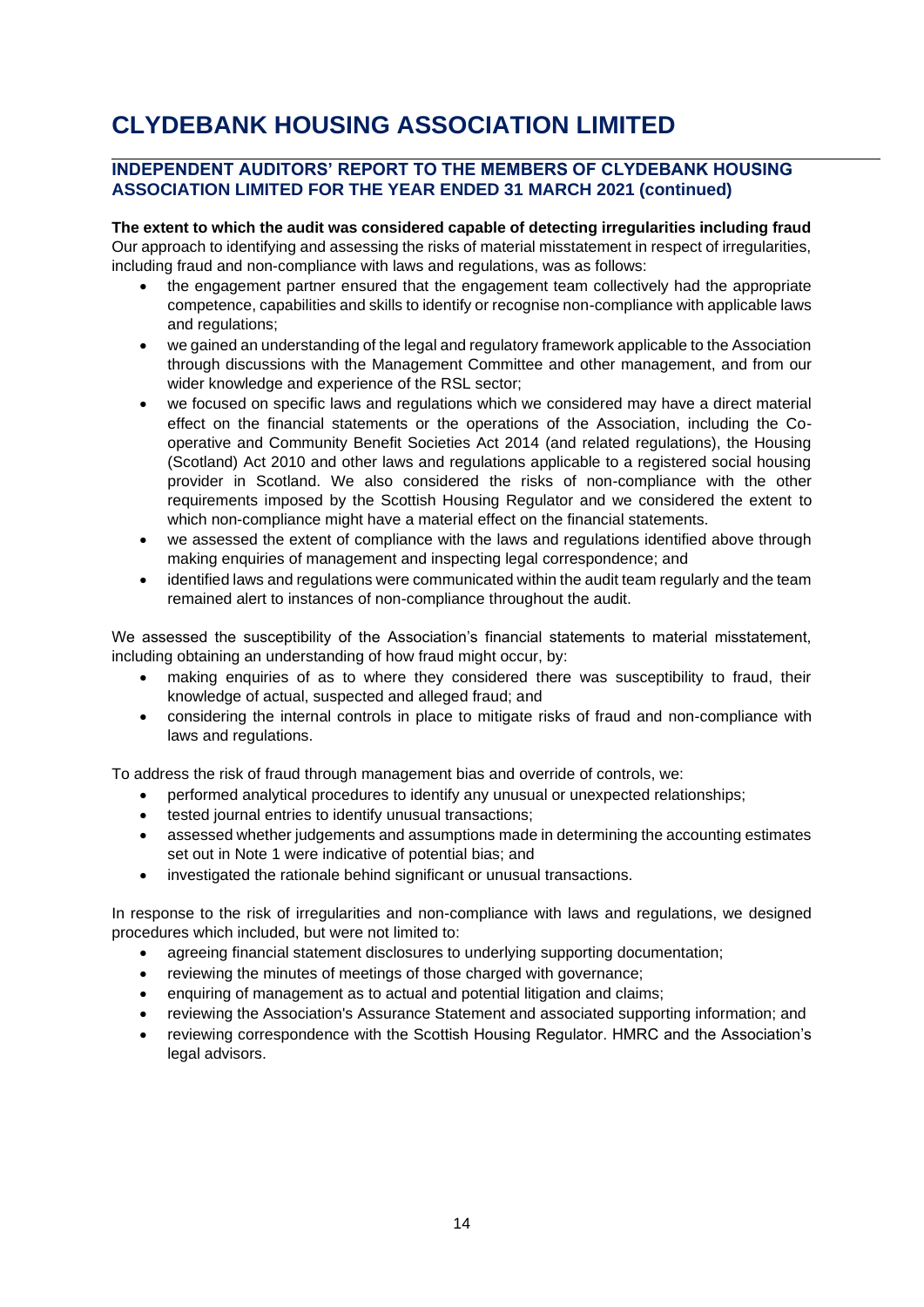# CLYDEBANK HOUSING ASSOCIATION LIMITED

## INDEPENDENT AUDITORS' REPORT TO THE MEMBERS OF CLYDEBANK HOUSING ASSOCIATION LIMITED FOR THE YEAR ENDED 31 MARCH 2021 (continued)

**The extent to which the audit was considered capable of detecting irregularities including fraud**

Our approach to identifying and assessing the risks of material misstatement in respect of irregularities, including fraud and non-compliance with laws and regulations, was as follows:

- the engagement partner ensured that the engagement team collectively had the appropriate competence, capabilities and skills to identify or recognise non-compliance with applicable laws and regulations;
- we gained an understanding of the legal and regulatory framework applicable to the Association through discussions with the Management Committee and other management, and from our wider knowledge and experience of the RSL sector;
- we focused on specific laws and regulations which we considered may have a direct material effect on the financial statements or the operations of the Association, including the Co-operative and Community Benefit Societies Act 2014 (and related regulations), the Housing (Scotland) Act 2010 and other laws and regulations applicable to a registered social housing provider in Scotland. We also considered the risks of non-compliance with the other requirements imposed by the Scottish Housing Regulator and we considered the extent to which non-compliance might have a material effect on the financial statements.
- we assessed the extent of compliance with the laws and regulations identified above through making enquiries of management and inspecting legal correspondence; and
- identified laws and regulations were communicated within the audit team regularly and the team remained alert to instances of non-compliance throughout the audit.

We assessed the susceptibility of the Association's financial statements to material misstatement, including obtaining an understanding of how fraud might occur, by:

- making enquiries of as to where they considered there was susceptibility to fraud, their knowledge of actual, suspected and alleged fraud; and
- considering the internal controls in place to mitigate risks of fraud and non-compliance with laws and regulations.

To address the risk of fraud through management bias and override of controls, we:

- performed analytical procedures to identify any unusual or unexpected relationships;
- tested journal entries to identify unusual transactions;
- assessed whether judgements and assumptions made in determining the accounting estimates set out in Note 1 were indicative of potential bias; and
- investigated the rationale behind significant or unusual transactions.

In response to the risk of irregularities and non-compliance with laws and regulations, we designed procedures which included, but were not limited to:

- agreeing financial statement disclosures to underlying supporting documentation;
- reviewing the minutes of meetings of those charged with governance;
- enquiring of management as to actual and potential litigation and claims;
- reviewing the Association's Assurance Statement and associated supporting information; and
- reviewing correspondence with the Scottish Housing Regulator. HMRC and the Association's legal advisors.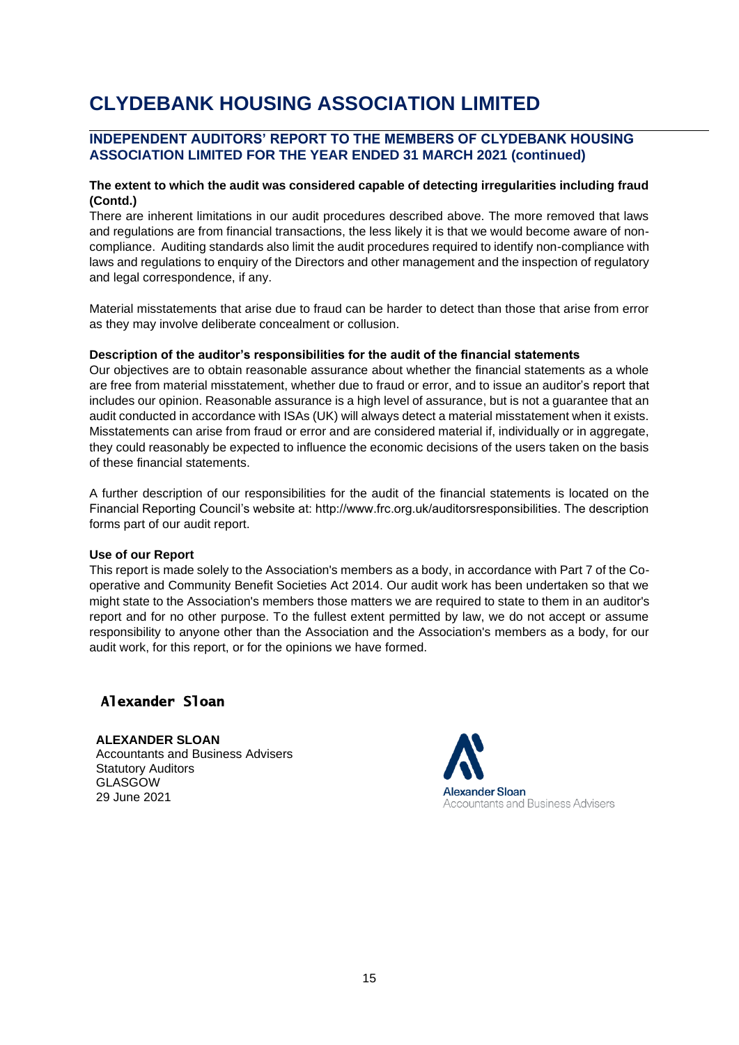# CLYDEBANK HOUSING ASSOCIATION LIMITED

## INDEPENDENT AUDITORS' REPORT TO THE MEMBERS OF CLYDEBANK HOUSING ASSOCIATION LIMITED FOR THE YEAR ENDED 31 MARCH 2021 (continued)

**The extent to which the audit was considered capable of detecting irregularities including fraud (Contd.)**

There are inherent limitations in our audit procedures described above. The more removed that laws and regulations are from financial transactions, the less likely it is that we would become aware of non-compliance. Auditing standards also limit the audit procedures required to identify non-compliance with laws and regulations to enquiry of the Directors and other management and the inspection of regulatory and legal correspondence, if any.

Material misstatements that arise due to fraud can be harder to detect than those that arise from error as they may involve deliberate concealment or collusion.

**Description of the auditor's responsibilities for the audit of the financial statements**

Our objectives are to obtain reasonable assurance about whether the financial statements as a whole are free from material misstatement, whether due to fraud or error, and to issue an auditor's report that includes our opinion. Reasonable assurance is a high level of assurance, but is not a guarantee that an audit conducted in accordance with ISAs (UK) will always detect a material misstatement when it exists. Misstatements can arise from fraud or error and are considered material if, individually or in aggregate, they could reasonably be expected to influence the economic decisions of the users taken on the basis of these financial statements.

A further description of our responsibilities for the audit of the financial statements is located on the Financial Reporting Council's website at: http://www.frc.org.uk/auditorsresponsibilities. The description forms part of our audit report.

**Use of our Report**

This report is made solely to the Association's members as a body, in accordance with Part 7 of the Co-operative and Community Benefit Societies Act 2014. Our audit work has been undertaken so that we might state to the Association's members those matters we are required to state to them in an auditor's report and for no other purpose. To the fullest extent permitted by law, we do not accept or assume responsibility to anyone other than the Association and the Association's members as a body, for our audit work, for this report, or for the opinions we have formed.

Alexander Sloan

**ALEXANDER SLOAN**
Accountants and Business Advisers
Statutory Auditors
GLASGOW
29 June 2021

Alexander Sloan
Accountants and Business Advisers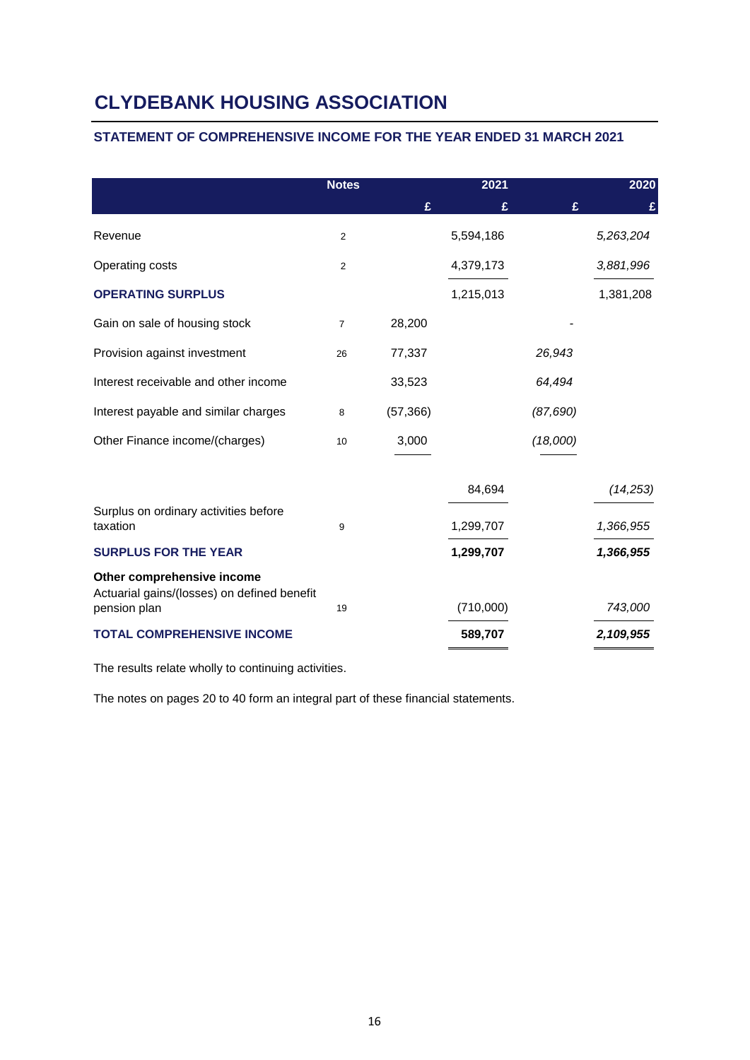# CLYDEBANK HOUSING ASSOCIATION

## STATEMENT OF COMPREHENSIVE INCOME FOR THE YEAR ENDED 31 MARCH 2021

| | Notes | | 2021 | | 2020 |
|---|---|---|---|---|---|
| | | £ | £ | £ | £ |
| Revenue | 2 | | 5,594,186 | | *5,263,204* |
| Operating costs | 2 | | 4,379,173 | | *3,881,996* |
| **OPERATING SURPLUS** | | | 1,215,013 | | 1,381,208 |
| Gain on sale of housing stock | 7 | 28,200 | | - | |
| Provision against investment | 26 | 77,337 | | *26,943* | |
| Interest receivable and other income | | 33,523 | | *64,494* | |
| Interest payable and similar charges | 8 | (57,366) | | *(87,690)* | |
| Other Finance income/(charges) | 10 | 3,000 | | *(18,000)* | |
| | | | 84,694 | | *(14,253)* |
| Surplus on ordinary activities before taxation | 9 | | 1,299,707 | | *1,366,955* |
| **SURPLUS FOR THE YEAR** | | | **1,299,707** | | ***1,366,955*** |
| **Other comprehensive income** | | | | | |
| Actuarial gains/(losses) on defined benefit pension plan | 19 | | (710,000) | | *743,000* |
| **TOTAL COMPREHENSIVE INCOME** | | | **589,707** | | ***2,109,955*** |

The results relate wholly to continuing activities.

The notes on pages 20 to 40 form an integral part of these financial statements.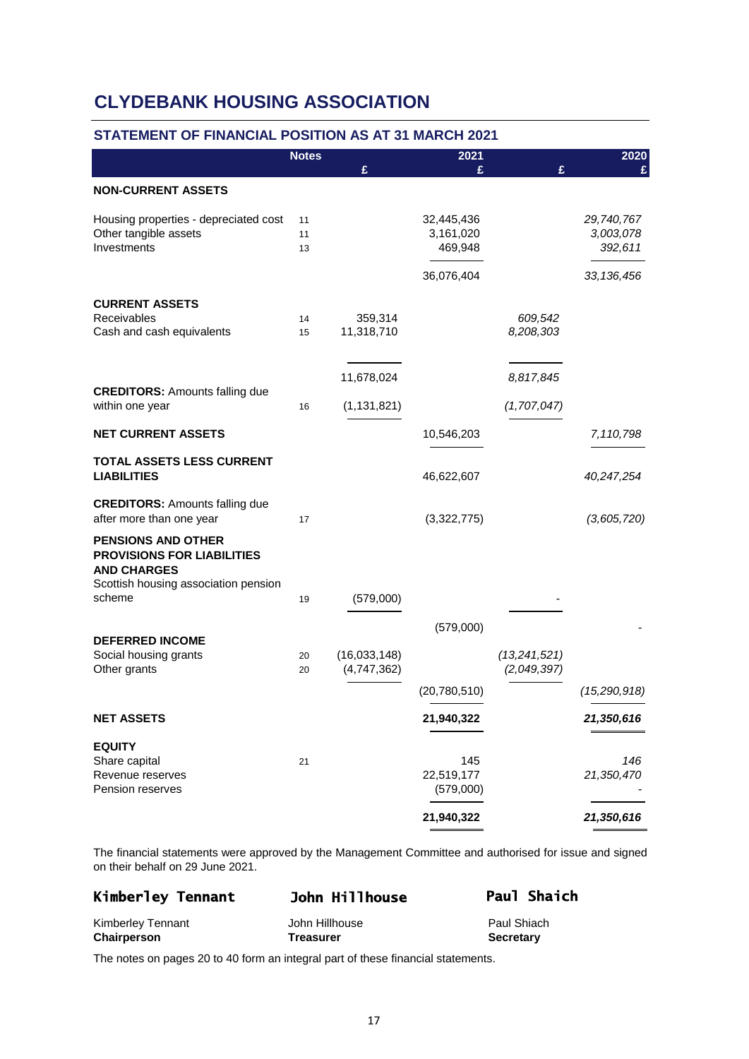# CLYDEBANK HOUSING ASSOCIATION

## STATEMENT OF FINANCIAL POSITION AS AT 31 MARCH 2021

| | Notes | 2021 £ | 2021 £ | 2020 £ | 2020 £ |
|---|---|---|---|---|---|
| **NON-CURRENT ASSETS** | | | | | |
| Housing properties - depreciated cost | 11 | | 32,445,436 | | *29,740,767* |
| Other tangible assets | 11 | | 3,161,020 | | *3,003,078* |
| Investments | 13 | | 469,948 | | *392,611* |
| | | | 36,076,404 | | *33,136,456* |
| **CURRENT ASSETS** | | | | | |
| Receivables | 14 | 359,314 | | *609,542* | |
| Cash and cash equivalents | 15 | 11,318,710 | | *8,208,303* | |
| | | 11,678,024 | | *8,817,845* | |
| **CREDITORS:** Amounts falling due within one year | 16 | (1,131,821) | | *(1,707,047)* | |
| **NET CURRENT ASSETS** | | | 10,546,203 | | *7,110,798* |
| **TOTAL ASSETS LESS CURRENT LIABILITIES** | | | 46,622,607 | | *40,247,254* |
| **CREDITORS:** Amounts falling due after more than one year | 17 | | (3,322,775) | | *(3,605,720)* |
| **PENSIONS AND OTHER PROVISIONS FOR LIABILITIES AND CHARGES** | | | | | |
| Scottish housing association pension scheme | 19 | (579,000) | | - | |
| | | | (579,000) | | - |
| **DEFERRED INCOME** | | | | | |
| Social housing grants | 20 | (16,033,148) | | *(13,241,521)* | |
| Other grants | 20 | (4,747,362) | | *(2,049,397)* | |
| | | | (20,780,510) | | *(15,290,918)* |
| **NET ASSETS** | | | **21,940,322** | | ***21,350,616*** |
| **EQUITY** | | | | | |
| Share capital | 21 | | 145 | | *146* |
| Revenue reserves | | | 22,519,177 | | *21,350,470* |
| Pension reserves | | | (579,000) | | - |
| | | | **21,940,322** | | ***21,350,616*** |

The financial statements were approved by the Management Committee and authorised for issue and signed on their behalf on 29 June 2021.

| Kimberley Tennant | John Hillhouse | Paul Shaich |
|---|---|---|
| Kimberley Tennant | John Hillhouse | Paul Shiach |
| **Chairperson** | **Treasurer** | **Secretary** |

The notes on pages 20 to 40 form an integral part of these financial statements.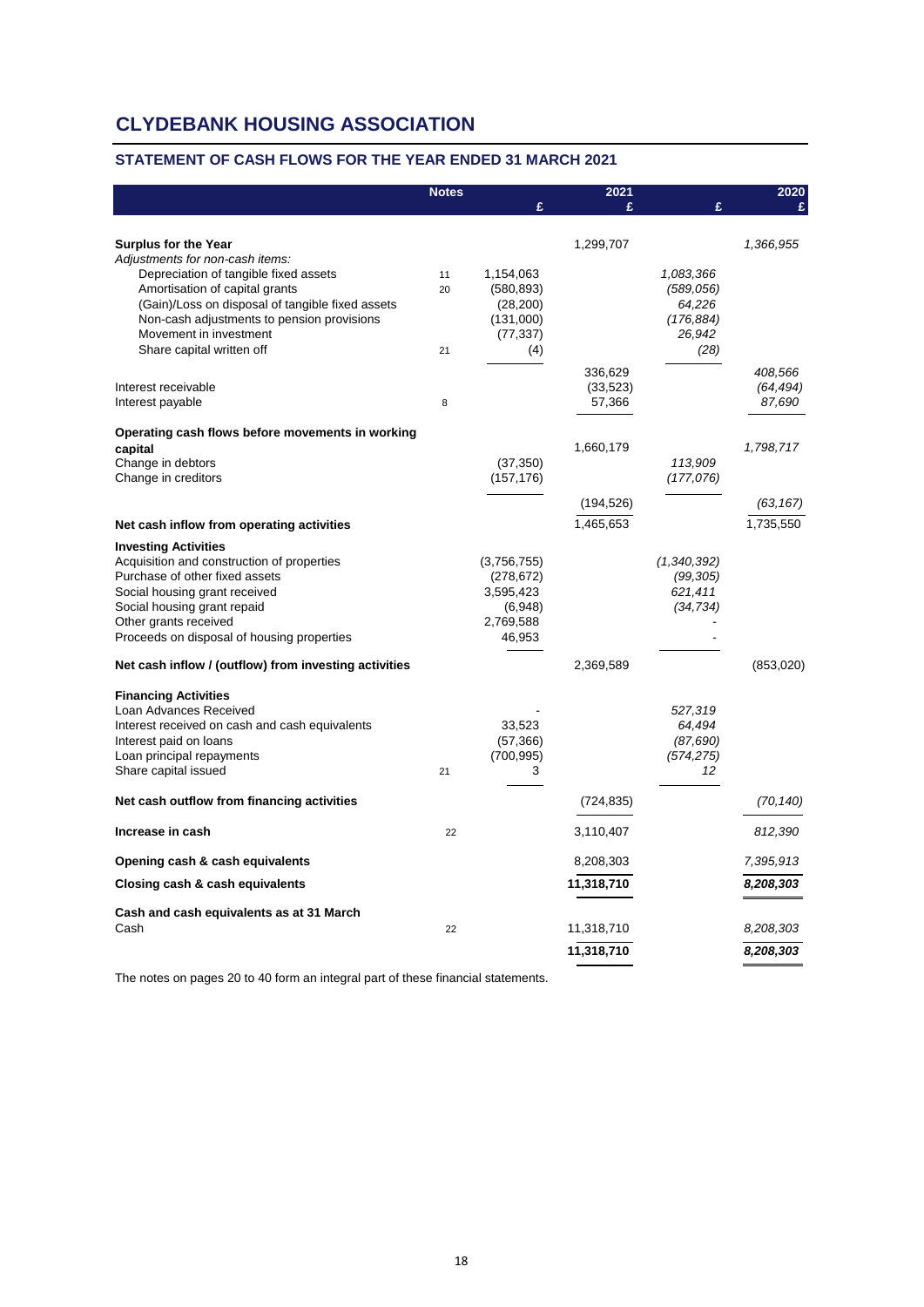# CLYDEBANK HOUSING ASSOCIATION

## STATEMENT OF CASH FLOWS FOR THE YEAR ENDED 31 MARCH 2021

| | Notes | 2021 £ | 2021 £ | 2020 £ | 2020 £ |
|---|---|---|---|---|---|
| **Surplus for the Year** | | | 1,299,707 | | *1,366,955* |
| *Adjustments for non-cash items:* | | | | | |
| Depreciation of tangible fixed assets | 11 | 1,154,063 | | *1,083,366* | |
| Amortisation of capital grants | 20 | (580,893) | | *(589,056)* | |
| (Gain)/Loss on disposal of tangible fixed assets | | (28,200) | | *64,226* | |
| Non-cash adjustments to pension provisions | | (131,000) | | *(176,884)* | |
| Movement in investment | | (77,337) | | *26,942* | |
| Share capital written off | 21 | (4) | | *(28)* | |
| | | | 336,629 | | *408,566* |
| Interest receivable | | | (33,523) | | *(64,494)* |
| Interest payable | 8 | | 57,366 | | *87,690* |
| **Operating cash flows before movements in working capital** | | | 1,660,179 | | *1,798,717* |
| Change in debtors | | (37,350) | | *113,909* | |
| Change in creditors | | (157,176) | | *(177,076)* | |
| | | | (194,526) | | *(63,167)* |
| **Net cash inflow from operating activities** | | | 1,465,653 | | 1,735,550 |
| **Investing Activities** | | | | | |
| Acquisition and construction of properties | | (3,756,755) | | *(1,340,392)* | |
| Purchase of other fixed assets | | (278,672) | | *(99,305)* | |
| Social housing grant received | | 3,595,423 | | *621,411* | |
| Social housing grant repaid | | (6,948) | | *(34,734)* | |
| Other grants received | | 2,769,588 | | *-* | |
| Proceeds on disposal of housing properties | | 46,953 | | *-* | |
| **Net cash inflow / (outflow) from investing activities** | | | 2,369,589 | | (853,020) |
| **Financing Activities** | | | | | |
| Loan Advances Received | | - | | *527,319* | |
| Interest received on cash and cash equivalents | | 33,523 | | *64,494* | |
| Interest paid on loans | | (57,366) | | *(87,690)* | |
| Loan principal repayments | | (700,995) | | *(574,275)* | |
| Share capital issued | 21 | 3 | | *12* | |
| **Net cash outflow from financing activities** | | | (724,835) | | *(70,140)* |
| **Increase in cash** | 22 | | 3,110,407 | | *812,390* |
| **Opening cash & cash equivalents** | | | 8,208,303 | | *7,395,913* |
| **Closing cash & cash equivalents** | | | **11,318,710** | | ***8,208,303*** |
| **Cash and cash equivalents as at 31 March** | | | | | |
| Cash | 22 | | 11,318,710 | | *8,208,303* |
| | | | **11,318,710** | | ***8,208,303*** |

The notes on pages 20 to 40 form an integral part of these financial statements.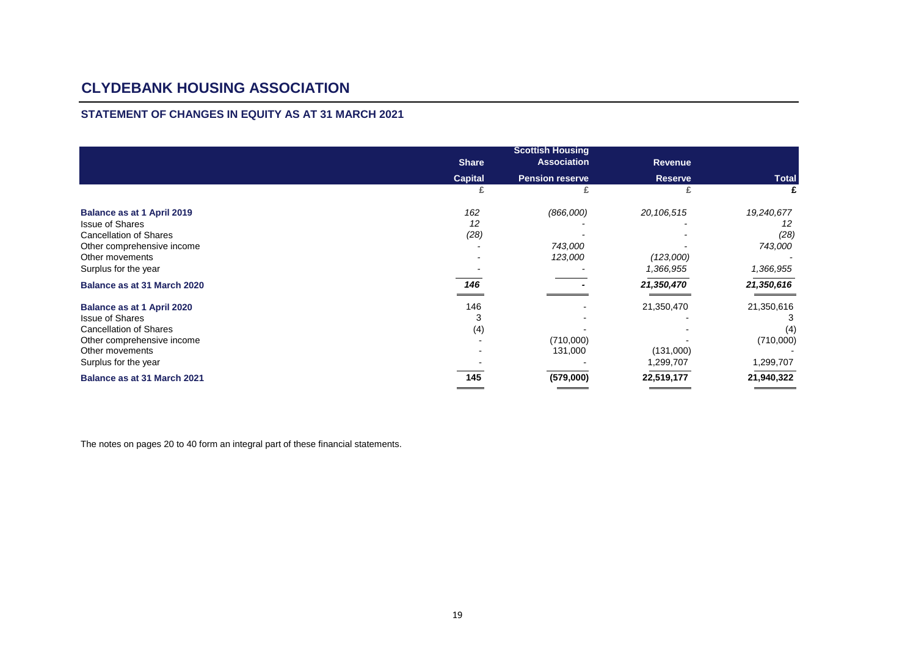# CLYDEBANK HOUSING ASSOCIATION

## STATEMENT OF CHANGES IN EQUITY AS AT 31 MARCH 2021

| | Share Capital | Scottish Housing Association Pension reserve | Revenue Reserve | Total |
|---|---|---|---|---|
| | £ | £ | £ | £ |
| **Balance as at 1 April 2019** | *162* | *(866,000)* | *20,106,515* | *19,240,677* |
| Issue of Shares | *12* | - | - | *12* |
| Cancellation of Shares | *(28)* | - | - | *(28)* |
| Other comprehensive income | - | *743,000* | - | *743,000* |
| Other movements | - | *123,000* | *(123,000)* | - |
| Surplus for the year | - | - | *1,366,955* | *1,366,955* |
| **Balance as at 31 March 2020** | ***146*** | **-** | ***21,350,470*** | ***21,350,616*** |
| **Balance as at 1 April 2020** | 146 | - | 21,350,470 | 21,350,616 |
| Issue of Shares | 3 | - | - | 3 |
| Cancellation of Shares | (4) | - | - | (4) |
| Other comprehensive income | - | (710,000) | - | (710,000) |
| Other movements | - | 131,000 | (131,000) | - |
| Surplus for the year | - | - | 1,299,707 | 1,299,707 |
| **Balance as at 31 March 2021** | **145** | **(579,000)** | **22,519,177** | **21,940,322** |

The notes on pages 20 to 40 form an integral part of these financial statements.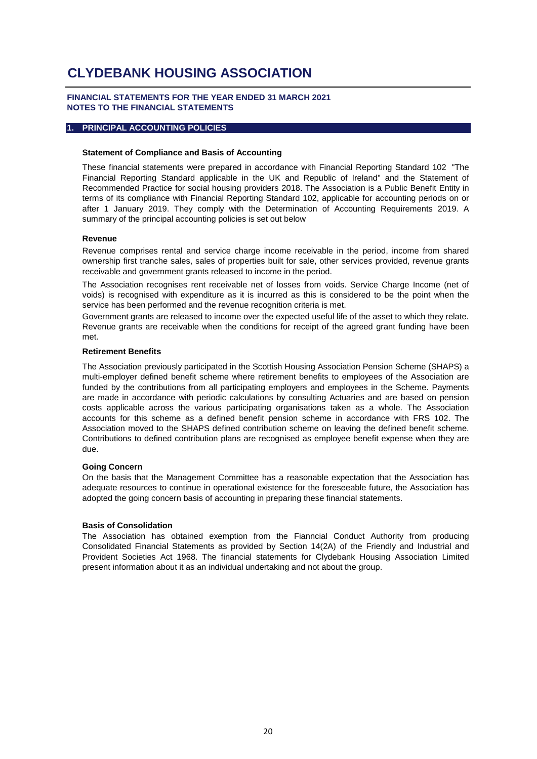# CLYDEBANK HOUSING ASSOCIATION

**FINANCIAL STATEMENTS FOR THE YEAR ENDED 31 MARCH 2021**
**NOTES TO THE FINANCIAL STATEMENTS**

## 1. PRINCIPAL ACCOUNTING POLICIES

### Statement of Compliance and Basis of Accounting

These financial statements were prepared in accordance with Financial Reporting Standard 102 "The Financial Reporting Standard applicable in the UK and Republic of Ireland" and the Statement of Recommended Practice for social housing providers 2018. The Association is a Public Benefit Entity in terms of its compliance with Financial Reporting Standard 102, applicable for accounting periods on or after 1 January 2019. They comply with the Determination of Accounting Requirements 2019. A summary of the principal accounting policies is set out below

### Revenue

Revenue comprises rental and service charge income receivable in the period, income from shared ownership first tranche sales, sales of properties built for sale, other services provided, revenue grants receivable and government grants released to income in the period.

The Association recognises rent receivable net of losses from voids. Service Charge Income (net of voids) is recognised with expenditure as it is incurred as this is considered to be the point when the service has been performed and the revenue recognition criteria is met.

Government grants are released to income over the expected useful life of the asset to which they relate. Revenue grants are receivable when the conditions for receipt of the agreed grant funding have been met.

### Retirement Benefits

The Association previously participated in the Scottish Housing Association Pension Scheme (SHAPS) a multi-employer defined benefit scheme where retirement benefits to employees of the Association are funded by the contributions from all participating employers and employees in the Scheme. Payments are made in accordance with periodic calculations by consulting Actuaries and are based on pension costs applicable across the various participating organisations taken as a whole. The Association accounts for this scheme as a defined benefit pension scheme in accordance with FRS 102. The Association moved to the SHAPS defined contribution scheme on leaving the defined benefit scheme. Contributions to defined contribution plans are recognised as employee benefit expense when they are due.

### Going Concern

On the basis that the Management Committee has a reasonable expectation that the Association has adequate resources to continue in operational existence for the foreseeable future, the Association has adopted the going concern basis of accounting in preparing these financial statements.

### Basis of Consolidation

The Association has obtained exemption from the Fianncial Conduct Authority from producing Consolidated Financial Statements as provided by Section 14(2A) of the Friendly and Industrial and Provident Societies Act 1968. The financial statements for Clydebank Housing Association Limited present information about it as an individual undertaking and not about the group.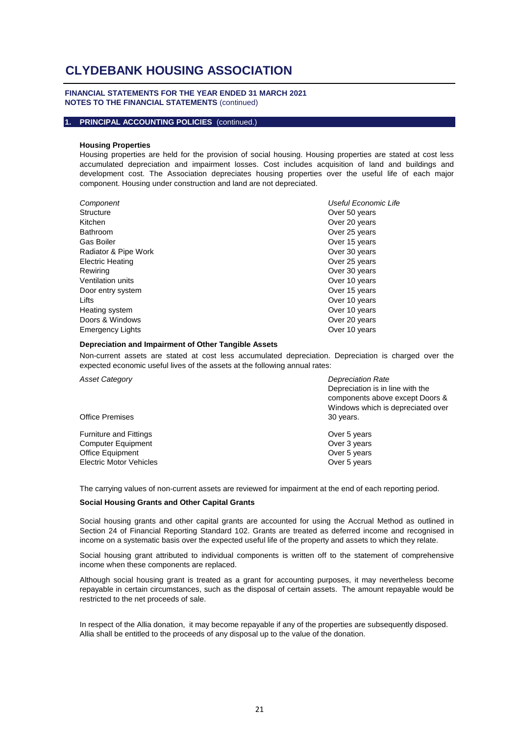# CLYDEBANK HOUSING ASSOCIATION

**FINANCIAL STATEMENTS FOR THE YEAR ENDED 31 MARCH 2021**
**NOTES TO THE FINANCIAL STATEMENTS** (continued)

## 1. PRINCIPAL ACCOUNTING POLICIES (continued.)

**Housing Properties**

Housing properties are held for the provision of social housing. Housing properties are stated at cost less accumulated depreciation and impairment losses. Cost includes acquisition of land and buildings and development cost. The Association depreciates housing properties over the useful life of each major component. Housing under construction and land are not depreciated.

| *Component* | *Useful Economic Life* |
|---|---|
| Structure | Over 50 years |
| Kitchen | Over 20 years |
| Bathroom | Over 25 years |
| Gas Boiler | Over 15 years |
| Radiator & Pipe Work | Over 30 years |
| Electric Heating | Over 25 years |
| Rewiring | Over 30 years |
| Ventilation units | Over 10 years |
| Door entry system | Over 15 years |
| Lifts | Over 10 years |
| Heating system | Over 10 years |
| Doors & Windows | Over 20 years |
| Emergency Lights | Over 10 years |

**Depreciation and Impairment of Other Tangible Assets**

Non-current assets are stated at cost less accumulated depreciation. Depreciation is charged over the expected economic useful lives of the assets at the following annual rates:

| *Asset Category* | *Depreciation Rate* |
|---|---|
| Office Premises | Depreciation is in line with the components above except Doors & Windows which is depreciated over 30 years. |
| Furniture and Fittings | Over 5 years |
| Computer Equipment | Over 3 years |
| Office Equipment | Over 5 years |
| Electric Motor Vehicles | Over 5 years |

The carrying values of non-current assets are reviewed for impairment at the end of each reporting period.

**Social Housing Grants and Other Capital Grants**

Social housing grants and other capital grants are accounted for using the Accrual Method as outlined in Section 24 of Financial Reporting Standard 102. Grants are treated as deferred income and recognised in income on a systematic basis over the expected useful life of the property and assets to which they relate.

Social housing grant attributed to individual components is written off to the statement of comprehensive income when these components are replaced.

Although social housing grant is treated as a grant for accounting purposes, it may nevertheless become repayable in certain circumstances, such as the disposal of certain assets. The amount repayable would be restricted to the net proceeds of sale.

In respect of the Allia donation, it may become repayable if any of the properties are subsequently disposed. Allia shall be entitled to the proceeds of any disposal up to the value of the donation.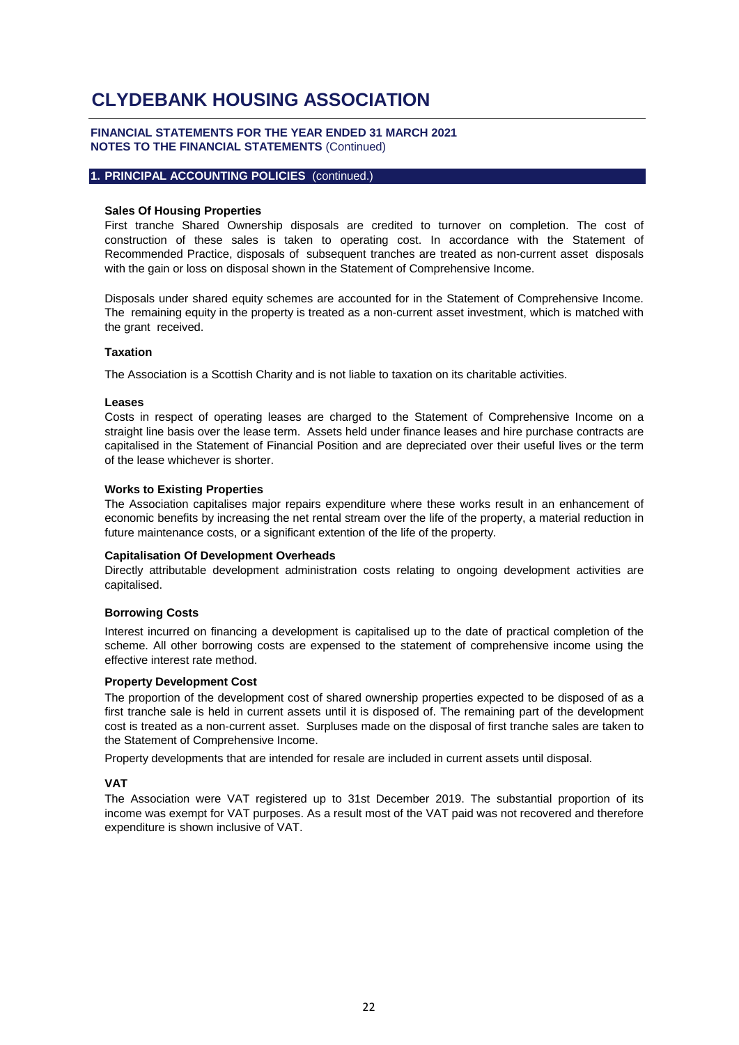# CLYDEBANK HOUSING ASSOCIATION

**FINANCIAL STATEMENTS FOR THE YEAR ENDED 31 MARCH 2021**
**NOTES TO THE FINANCIAL STATEMENTS** (Continued)

## 1. PRINCIPAL ACCOUNTING POLICIES (continued.)

**Sales Of Housing Properties**

First tranche Shared Ownership disposals are credited to turnover on completion. The cost of construction of these sales is taken to operating cost. In accordance with the Statement of Recommended Practice, disposals of subsequent tranches are treated as non-current asset disposals with the gain or loss on disposal shown in the Statement of Comprehensive Income.

Disposals under shared equity schemes are accounted for in the Statement of Comprehensive Income. The remaining equity in the property is treated as a non-current asset investment, which is matched with the grant received.

**Taxation**

The Association is a Scottish Charity and is not liable to taxation on its charitable activities.

**Leases**

Costs in respect of operating leases are charged to the Statement of Comprehensive Income on a straight line basis over the lease term. Assets held under finance leases and hire purchase contracts are capitalised in the Statement of Financial Position and are depreciated over their useful lives or the term of the lease whichever is shorter.

**Works to Existing Properties**

The Association capitalises major repairs expenditure where these works result in an enhancement of economic benefits by increasing the net rental stream over the life of the property, a material reduction in future maintenance costs, or a significant extention of the life of the property.

**Capitalisation Of Development Overheads**

Directly attributable development administration costs relating to ongoing development activities are capitalised.

**Borrowing Costs**

Interest incurred on financing a development is capitalised up to the date of practical completion of the scheme. All other borrowing costs are expensed to the statement of comprehensive income using the effective interest rate method.

**Property Development Cost**

The proportion of the development cost of shared ownership properties expected to be disposed of as a first tranche sale is held in current assets until it is disposed of. The remaining part of the development cost is treated as a non-current asset. Surpluses made on the disposal of first tranche sales are taken to the Statement of Comprehensive Income.

Property developments that are intended for resale are included in current assets until disposal.

**VAT**

The Association were VAT registered up to 31st December 2019. The substantial proportion of its income was exempt for VAT purposes. As a result most of the VAT paid was not recovered and therefore expenditure is shown inclusive of VAT.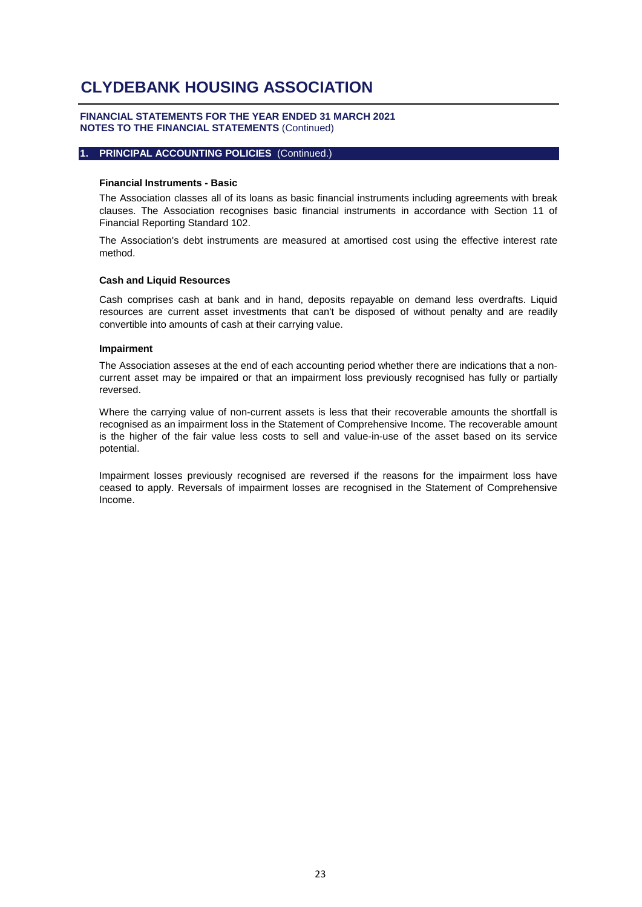# CLYDEBANK HOUSING ASSOCIATION

**FINANCIAL STATEMENTS FOR THE YEAR ENDED 31 MARCH 2021**
**NOTES TO THE FINANCIAL STATEMENTS** (Continued)

## 1. PRINCIPAL ACCOUNTING POLICIES (Continued.)

### Financial Instruments - Basic

The Association classes all of its loans as basic financial instruments including agreements with break clauses. The Association recognises basic financial instruments in accordance with Section 11 of Financial Reporting Standard 102.

The Association's debt instruments are measured at amortised cost using the effective interest rate method.

### Cash and Liquid Resources

Cash comprises cash at bank and in hand, deposits repayable on demand less overdrafts. Liquid resources are current asset investments that can't be disposed of without penalty and are readily convertible into amounts of cash at their carrying value.

### Impairment

The Association asseses at the end of each accounting period whether there are indications that a non-current asset may be impaired or that an impairment loss previously recognised has fully or partially reversed.

Where the carrying value of non-current assets is less that their recoverable amounts the shortfall is recognised as an impairment loss in the Statement of Comprehensive Income. The recoverable amount is the higher of the fair value less costs to sell and value-in-use of the asset based on its service potential.

Impairment losses previously recognised are reversed if the reasons for the impairment loss have ceased to apply. Reversals of impairment losses are recognised in the Statement of Comprehensive Income.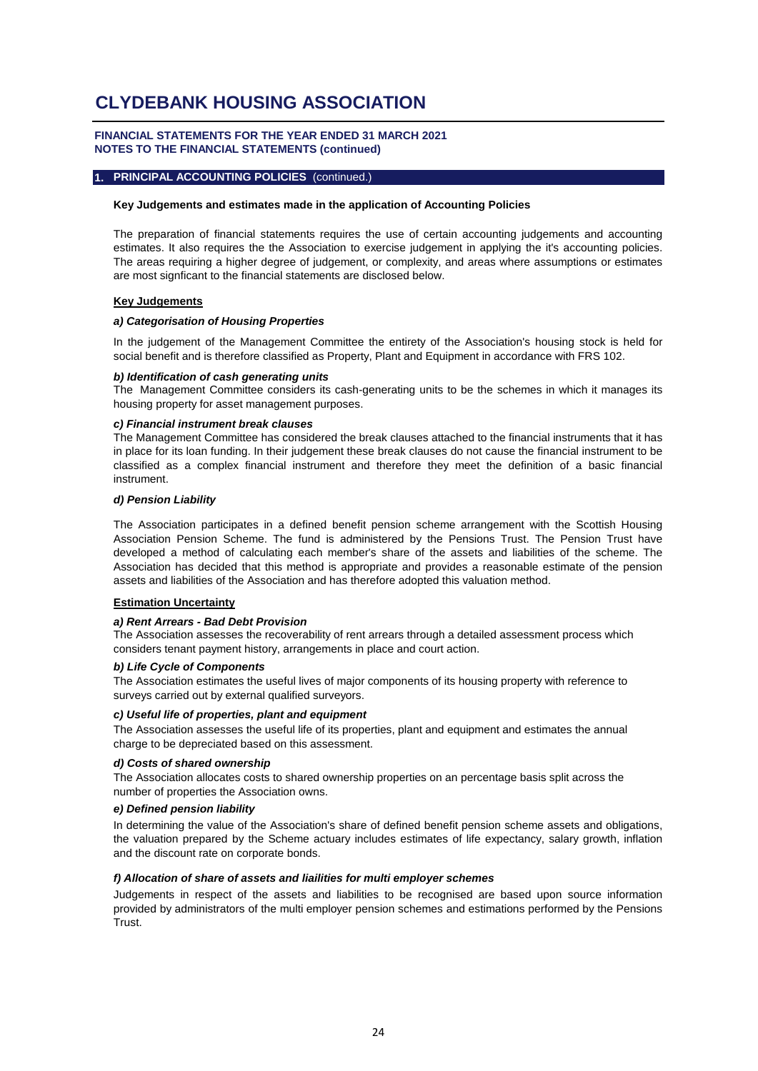# CLYDEBANK HOUSING ASSOCIATION

**FINANCIAL STATEMENTS FOR THE YEAR ENDED 31 MARCH 2021**
**NOTES TO THE FINANCIAL STATEMENTS (continued)**

## 1. PRINCIPAL ACCOUNTING POLICIES (continued.)

### Key Judgements and estimates made in the application of Accounting Policies

The preparation of financial statements requires the use of certain accounting judgements and accounting estimates. It also requires the the Association to exercise judgement in applying the it's accounting policies. The areas requiring a higher degree of judgement, or complexity, and areas where assumptions or estimates are most signficant to the financial statements are disclosed below.

#### Key Judgements

***a) Categorisation of Housing Properties***

In the judgement of the Management Committee the entirety of the Association's housing stock is held for social benefit and is therefore classified as Property, Plant and Equipment in accordance with FRS 102.

***b) Identification of cash generating units***

The Management Committee considers its cash-generating units to be the schemes in which it manages its housing property for asset management purposes.

***c) Financial instrument break clauses***

The Management Committee has considered the break clauses attached to the financial instruments that it has in place for its loan funding. In their judgement these break clauses do not cause the financial instrument to be classified as a complex financial instrument and therefore they meet the definition of a basic financial instrument.

***d) Pension Liability***

The Association participates in a defined benefit pension scheme arrangement with the Scottish Housing Association Pension Scheme. The fund is administered by the Pensions Trust. The Pension Trust have developed a method of calculating each member's share of the assets and liabilities of the scheme. The Association has decided that this method is appropriate and provides a reasonable estimate of the pension assets and liabilities of the Association and has therefore adopted this valuation method.

#### Estimation Uncertainty

***a) Rent Arrears - Bad Debt Provision***

The Association assesses the recoverability of rent arrears through a detailed assessment process which considers tenant payment history, arrangements in place and court action.

***b) Life Cycle of Components***

The Association estimates the useful lives of major components of its housing property with reference to surveys carried out by external qualified surveyors.

***c) Useful life of properties, plant and equipment***

The Association assesses the useful life of its properties, plant and equipment and estimates the annual charge to be depreciated based on this assessment.

***d) Costs of shared ownership***

The Association allocates costs to shared ownership properties on an percentage basis split across the number of properties the Association owns.

***e) Defined pension liability***

In determining the value of the Association's share of defined benefit pension scheme assets and obligations, the valuation prepared by the Scheme actuary includes estimates of life expectancy, salary growth, inflation and the discount rate on corporate bonds.

***f) Allocation of share of assets and liailities for multi employer schemes***

Judgements in respect of the assets and liabilities to be recognised are based upon source information provided by administrators of the multi employer pension schemes and estimations performed by the Pensions Trust.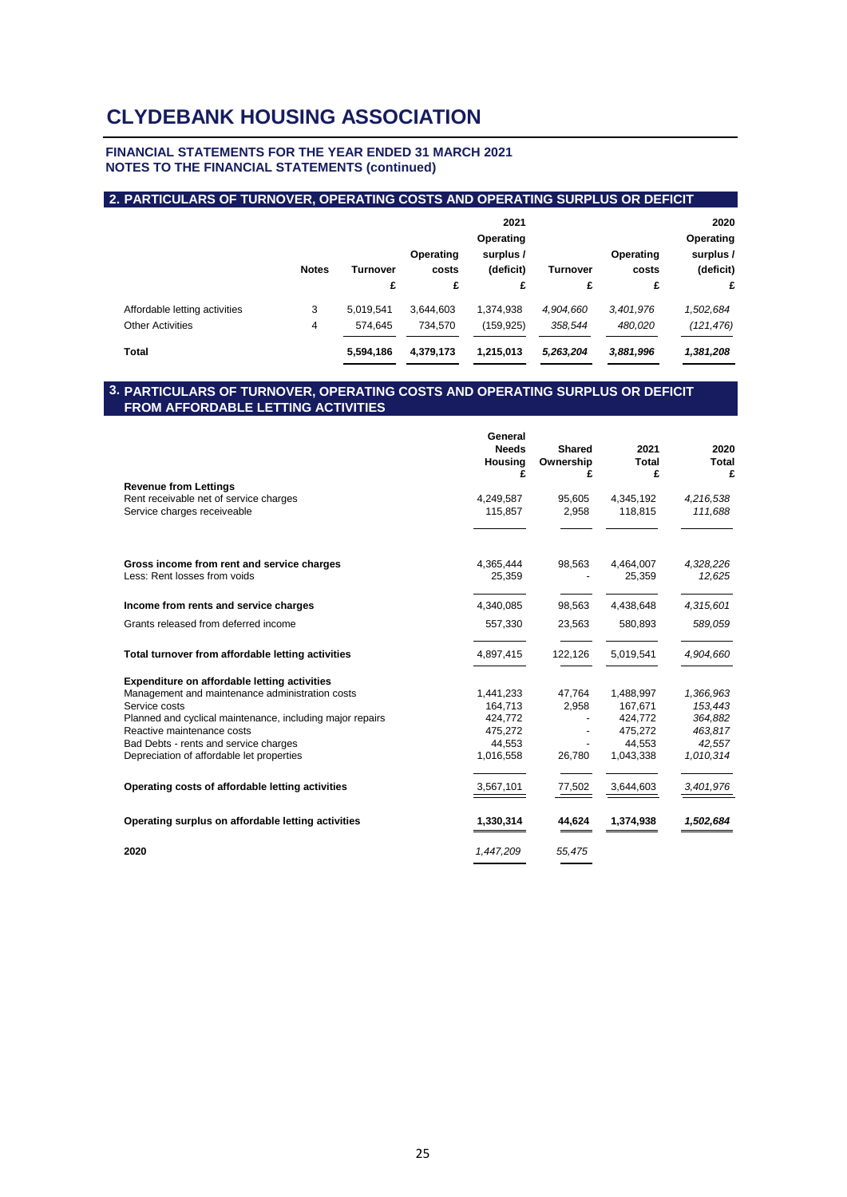# CLYDEBANK HOUSING ASSOCIATION

**FINANCIAL STATEMENTS FOR THE YEAR ENDED 31 MARCH 2021**
**NOTES TO THE FINANCIAL STATEMENTS (continued)**

## 2. PARTICULARS OF TURNOVER, OPERATING COSTS AND OPERATING SURPLUS OR DEFICIT

| | Notes | Turnover | Operating costs | 2021 Operating surplus / (deficit) | Turnover | Operating costs | 2020 Operating surplus / (deficit) |
|---|---|---|---|---|---|---|---|
| | | £ | £ | £ | £ | £ | £ |
| Affordable letting activities | 3 | 5,019,541 | 3,644,603 | 1,374,938 | *4,904,660* | *3,401,976* | *1,502,684* |
| Other Activities | 4 | 574,645 | 734,570 | (159,925) | *358,544* | *480,020* | *(121,476)* |
| **Total** | | **5,594,186** | **4,379,173** | **1,215,013** | ***5,263,204*** | ***3,881,996*** | ***1,381,208*** |

## 3. PARTICULARS OF TURNOVER, OPERATING COSTS AND OPERATING SURPLUS OR DEFICIT FROM AFFORDABLE LETTING ACTIVITIES

| | General Needs Housing £ | Shared Ownership £ | 2021 Total £ | 2020 Total £ |
|---|---|---|---|---|
| **Revenue from Lettings** | | | | |
| Rent receivable net of service charges | 4,249,587 | 95,605 | 4,345,192 | *4,216,538* |
| Service charges receiveable | 115,857 | 2,958 | 118,815 | *111,688* |
| **Gross income from rent and service charges** | 4,365,444 | 98,563 | 4,464,007 | *4,328,226* |
| Less: Rent losses from voids | 25,359 | - | 25,359 | *12,625* |
| **Income from rents and service charges** | 4,340,085 | 98,563 | 4,438,648 | *4,315,601* |
| Grants released from deferred income | 557,330 | 23,563 | 580,893 | *589,059* |
| **Total turnover from affordable letting activities** | 4,897,415 | 122,126 | 5,019,541 | *4,904,660* |
| **Expenditure on affordable letting activities** | | | | |
| Management and maintenance administration costs | 1,441,233 | 47,764 | 1,488,997 | *1,366,963* |
| Service costs | 164,713 | 2,958 | 167,671 | *153,443* |
| Planned and cyclical maintenance, including major repairs | 424,772 | - | 424,772 | *364,882* |
| Reactive maintenance costs | 475,272 | - | 475,272 | *463,817* |
| Bad Debts - rents and service charges | 44,553 | - | 44,553 | *42,557* |
| Depreciation of affordable let properties | 1,016,558 | 26,780 | 1,043,338 | *1,010,314* |
| **Operating costs of affordable letting activities** | 3,567,101 | 77,502 | 3,644,603 | *3,401,976* |
| **Operating surplus on affordable letting activities** | **1,330,314** | **44,624** | **1,374,938** | ***1,502,684*** |
| **2020** | *1,447,209* | *55,475* | | |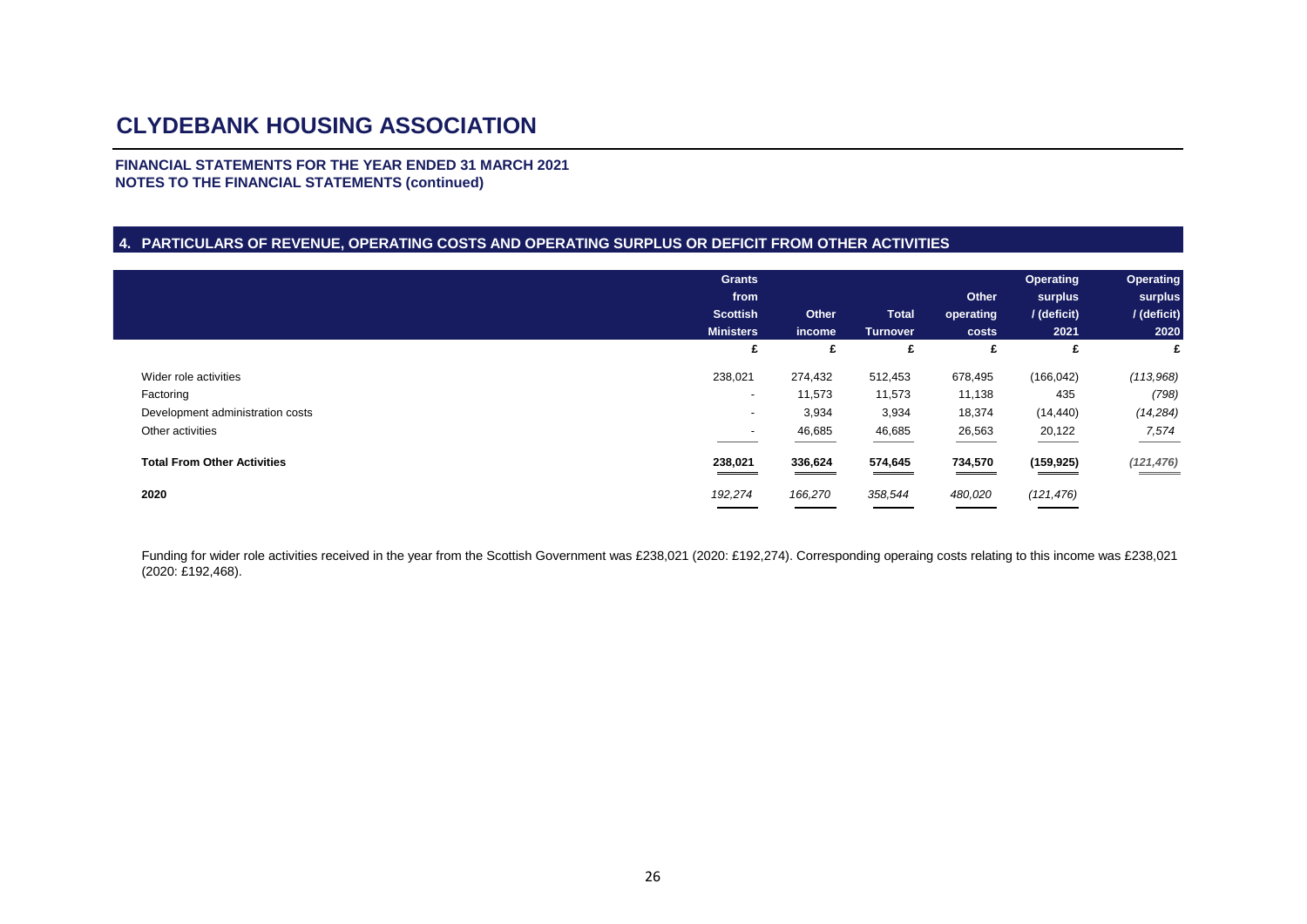# CLYDEBANK HOUSING ASSOCIATION

**FINANCIAL STATEMENTS FOR THE YEAR ENDED 31 MARCH 2021**
**NOTES TO THE FINANCIAL STATEMENTS (continued)**

## 4. PARTICULARS OF REVENUE, OPERATING COSTS AND OPERATING SURPLUS OR DEFICIT FROM OTHER ACTIVITIES

| | Grants from Scottish Ministers | Other income | Total Turnover | Other operating costs | Operating surplus / (deficit) 2021 | Operating surplus / (deficit) 2020 |
|---|---|---|---|---|---|---|
| | £ | £ | £ | £ | £ | £ |
| Wider role activities | 238,021 | 274,432 | 512,453 | 678,495 | (166,042) | *(113,968)* |
| Factoring | - | 11,573 | 11,573 | 11,138 | 435 | *(798)* |
| Development administration costs | - | 3,934 | 3,934 | 18,374 | (14,440) | *(14,284)* |
| Other activities | - | 46,685 | 46,685 | 26,563 | 20,122 | *7,574* |
| **Total From Other Activities** | **238,021** | **336,624** | **574,645** | **734,570** | **(159,925)** | ***(121,476)*** |
| **2020** | *192,274* | *166,270* | *358,544* | *480,020* | *(121,476)* | |

Funding for wider role activities received in the year from the Scottish Government was £238,021 (2020: £192,274). Corresponding operaing costs relating to this income was £238,021 (2020: £192,468).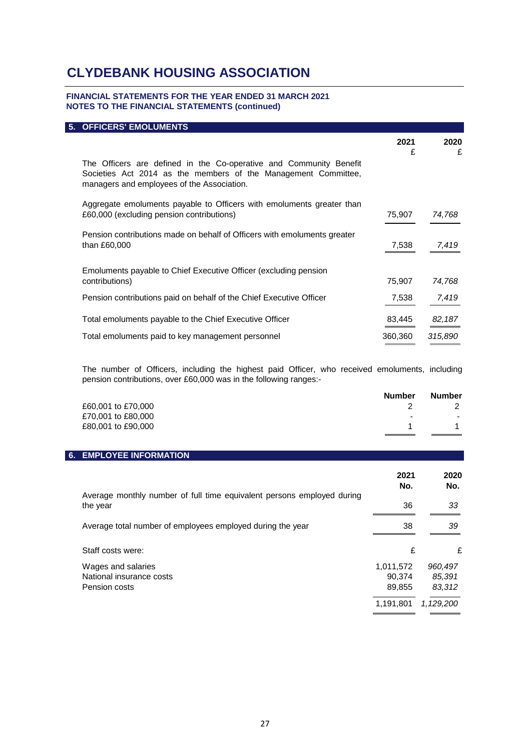# CLYDEBANK HOUSING ASSOCIATION

**FINANCIAL STATEMENTS FOR THE YEAR ENDED 31 MARCH 2021**
**NOTES TO THE FINANCIAL STATEMENTS (continued)**

## 5. OFFICERS' EMOLUMENTS

| | 2021<br>£ | 2020<br>£ |
|---|---|---|
| The Officers are defined in the Co-operative and Community Benefit Societies Act 2014 as the members of the Management Committee, managers and employees of the Association. | | |
| Aggregate emoluments payable to Officers with emoluments greater than £60,000 (excluding pension contributions) | 75,907 | *74,768* |
| Pension contributions made on behalf of Officers with emoluments greater than £60,000 | 7,538 | *7,419* |
| Emoluments payable to Chief Executive Officer (excluding pension contributions) | 75,907 | *74,768* |
| Pension contributions paid on behalf of the Chief Executive Officer | 7,538 | *7,419* |
| Total emoluments payable to the Chief Executive Officer | 83,445 | *82,187* |
| Total emoluments paid to key management personnel | 360,360 | *315,890* |

The number of Officers, including the highest paid Officer, who received emoluments, including pension contributions, over £60,000 was in the following ranges:-

| | Number | Number |
|---|---|---|
| £60,001 to £70,000 | 2 | 2 |
| £70,001 to £80,000 | - | - |
| £80,001 to £90,000 | 1 | 1 |

## 6. EMPLOYEE INFORMATION

| | 2021<br>No. | 2020<br>No. |
|---|---|---|
| Average monthly number of full time equivalent persons employed during the year | 36 | *33* |
| Average total number of employees employed during the year | 38 | *39* |
| Staff costs were: | £ | £ |
| Wages and salaries | 1,011,572 | *960,497* |
| National insurance costs | 90,374 | *85,391* |
| Pension costs | 89,855 | *83,312* |
| | 1,191,801 | *1,129,200* |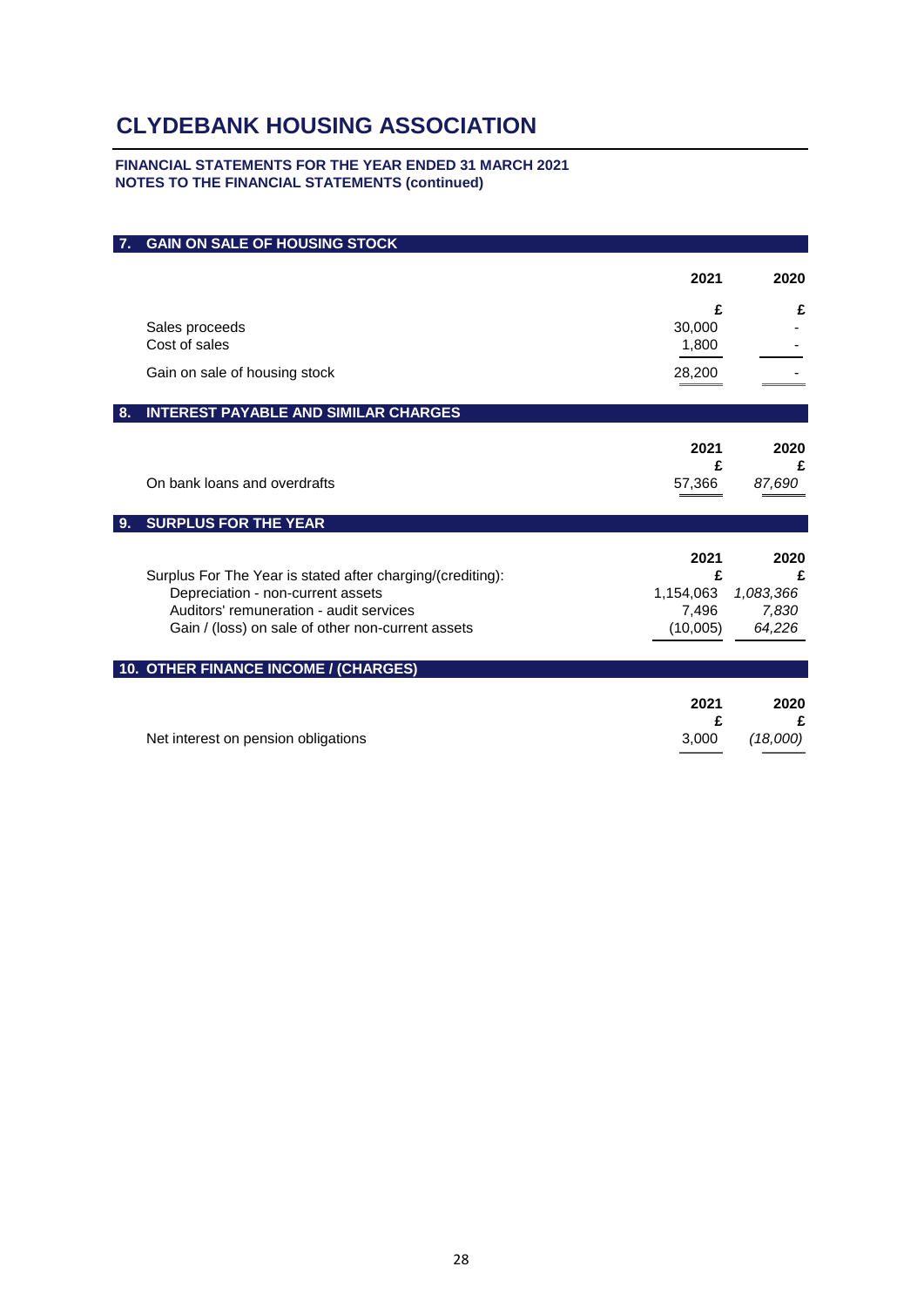# CLYDEBANK HOUSING ASSOCIATION

**FINANCIAL STATEMENTS FOR THE YEAR ENDED 31 MARCH 2021**
**NOTES TO THE FINANCIAL STATEMENTS (continued)**

## 7. GAIN ON SALE OF HOUSING STOCK

| | 2021 | 2020 |
|---|---|---|
| | £ | £ |
| Sales proceeds | 30,000 | - |
| Cost of sales | 1,800 | - |
| Gain on sale of housing stock | 28,200 | - |

## 8. INTEREST PAYABLE AND SIMILAR CHARGES

| | 2021 | 2020 |
|---|---|---|
| | £ | £ |
| On bank loans and overdrafts | 57,366 | *87,690* |

## 9. SURPLUS FOR THE YEAR

| | 2021 | 2020 |
|---|---|---|
| Surplus For The Year is stated after charging/(crediting): | £ | £ |
| Depreciation - non-current assets | 1,154,063 | *1,083,366* |
| Auditors' remuneration - audit services | 7,496 | *7,830* |
| Gain / (loss) on sale of other non-current assets | (10,005) | *64,226* |

## 10. OTHER FINANCE INCOME / (CHARGES)

| | 2021 | 2020 |
|---|---|---|
| | £ | £ |
| Net interest on pension obligations | 3,000 | *(18,000)* |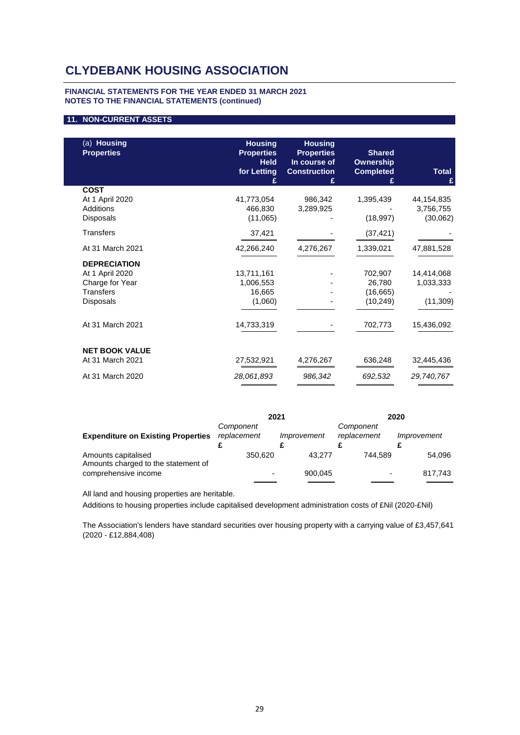# CLYDEBANK HOUSING ASSOCIATION

**FINANCIAL STATEMENTS FOR THE YEAR ENDED 31 MARCH 2021**
**NOTES TO THE FINANCIAL STATEMENTS (continued)**

## 11. NON-CURRENT ASSETS

| (a) **Housing Properties** | **Housing Properties Held for Letting £** | **Housing Properties In course of Construction £** | **Shared Ownership Completed £** | **Total £** |
|---|---|---|---|---|
| **COST** | | | | |
| At 1 April 2020 | 41,773,054 | 986,342 | 1,395,439 | 44,154,835 |
| Additions | 466,830 | 3,289,925 | - | 3,756,755 |
| Disposals | (11,065) | - | (18,997) | (30,062) |
| Transfers | 37,421 | - | (37,421) | - |
| At 31 March 2021 | 42,266,240 | 4,276,267 | 1,339,021 | 47,881,528 |
| **DEPRECIATION** | | | | |
| At 1 April 2020 | 13,711,161 | - | 702,907 | 14,414,068 |
| Charge for Year | 1,006,553 | - | 26,780 | 1,033,333 |
| Transfers | 16,665 | - | (16,665) | - |
| Disposals | (1,060) | - | (10,249) | (11,309) |
| At 31 March 2021 | 14,733,319 | - | 702,773 | 15,436,092 |
| **NET BOOK VALUE** | | | | |
| At 31 March 2021 | 27,532,921 | 4,276,267 | 636,248 | 32,445,436 |
| At 31 March 2020 | *28,061,893* | *986,342* | *692,532* | *29,740,767* |

| **Expenditure on Existing Properties** | **2021** *Component replacement* £ | **2021** *Improvement* £ | **2020** *Component replacement* £ | **2020** *Improvement* £ |
|---|---|---|---|---|
| Amounts capitalised | 350,620 | 43,277 | 744,589 | 54,096 |
| Amounts charged to the statement of comprehensive income | - | 900,045 | - | 817,743 |

All land and housing properties are heritable.

Additions to housing properties include capitalised development administration costs of £Nil (2020-£Nil)

The Association's lenders have standard securities over housing property with a carrying value of £3,457,641 (2020 - £12,884,408)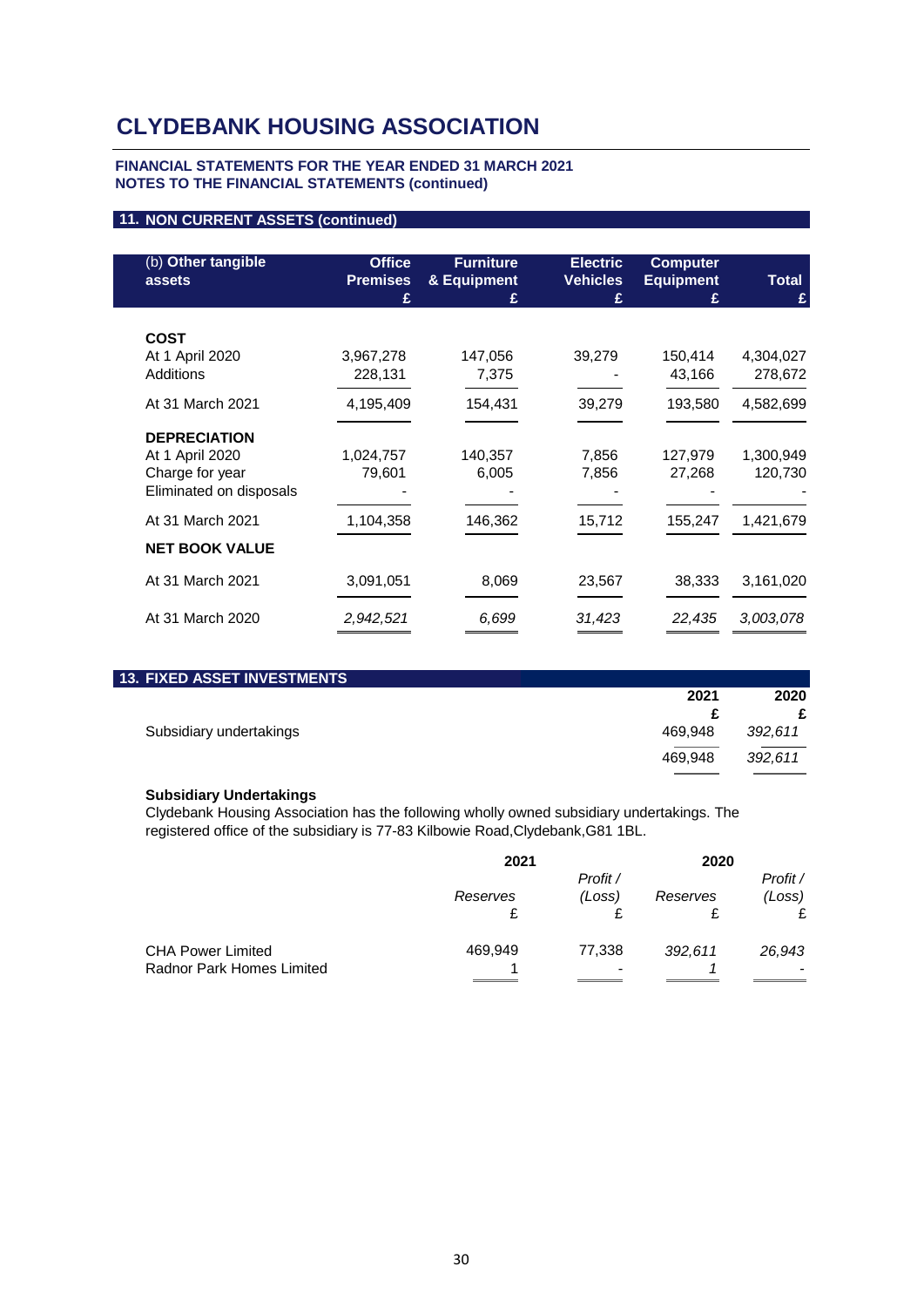# CLYDEBANK HOUSING ASSOCIATION

**FINANCIAL STATEMENTS FOR THE YEAR ENDED 31 MARCH 2021**
**NOTES TO THE FINANCIAL STATEMENTS (continued)**

## 11. NON CURRENT ASSETS (continued)

| (b) **Other tangible assets** | **Office Premises** £ | **Furniture & Equipment** £ | **Electric Vehicles** £ | **Computer Equipment** £ | **Total** £ |
|---|---|---|---|---|---|
| **COST** | | | | | |
| At 1 April 2020 | 3,967,278 | 147,056 | 39,279 | 150,414 | 4,304,027 |
| Additions | 228,131 | 7,375 | - | 43,166 | 278,672 |
| At 31 March 2021 | 4,195,409 | 154,431 | 39,279 | 193,580 | 4,582,699 |
| **DEPRECIATION** | | | | | |
| At 1 April 2020 | 1,024,757 | 140,357 | 7,856 | 127,979 | 1,300,949 |
| Charge for year | 79,601 | 6,005 | 7,856 | 27,268 | 120,730 |
| Eliminated on disposals | - | - | - | - | - |
| At 31 March 2021 | 1,104,358 | 146,362 | 15,712 | 155,247 | 1,421,679 |
| **NET BOOK VALUE** | | | | | |
| At 31 March 2021 | 3,091,051 | 8,069 | 23,567 | 38,333 | 3,161,020 |
| At 31 March 2020 | *2,942,521* | *6,699* | *31,423* | *22,435* | *3,003,078* |

## 13. FIXED ASSET INVESTMENTS

| | **2021** £ | **2020** £ |
|---|---|---|
| Subsidiary undertakings | 469,948 | *392,611* |
| | 469,948 | *392,611* |

**Subsidiary Undertakings**
Clydebank Housing Association has the following wholly owned subsidiary undertakings. The registered office of the subsidiary is 77-83 Kilbowie Road,Clydebank,G81 1BL.

| | **2021** | | **2020** | |
|---|---|---|---|---|
| | *Reserves* £ | *Profit / (Loss)* £ | *Reserves* £ | *Profit / (Loss)* £ |
| CHA Power Limited | 469,949 | 77,338 | *392,611* | *26,943* |
| Radnor Park Homes Limited | 1 | - | *1* | - |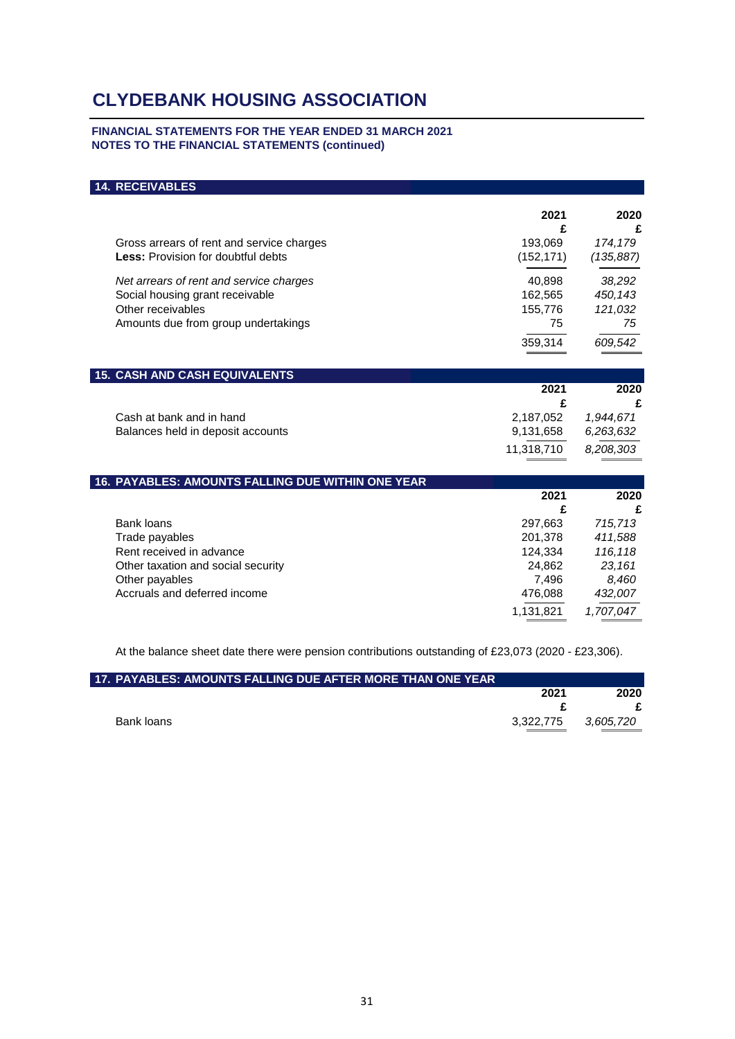# CLYDEBANK HOUSING ASSOCIATION

**FINANCIAL STATEMENTS FOR THE YEAR ENDED 31 MARCH 2021**
**NOTES TO THE FINANCIAL STATEMENTS (continued)**

## 14. RECEIVABLES

| | 2021 £ | 2020 £ |
|---|---|---|
| Gross arrears of rent and service charges | 193,069 | *174,179* |
| **Less:** Provision for doubtful debts | (152,171) | *(135,887)* |
| *Net arrears of rent and service charges* | 40,898 | *38,292* |
| Social housing grant receivable | 162,565 | *450,143* |
| Other receivables | 155,776 | *121,032* |
| Amounts due from group undertakings | 75 | *75* |
| | 359,314 | *609,542* |

## 15. CASH AND CASH EQUIVALENTS

| | 2021 £ | 2020 £ |
|---|---|---|
| Cash at bank and in hand | 2,187,052 | *1,944,671* |
| Balances held in deposit accounts | 9,131,658 | *6,263,632* |
| | 11,318,710 | *8,208,303* |

## 16. PAYABLES: AMOUNTS FALLING DUE WITHIN ONE YEAR

| | 2021 £ | 2020 £ |
|---|---|---|
| Bank loans | 297,663 | *715,713* |
| Trade payables | 201,378 | *411,588* |
| Rent received in advance | 124,334 | *116,118* |
| Other taxation and social security | 24,862 | *23,161* |
| Other payables | 7,496 | *8,460* |
| Accruals and deferred income | 476,088 | *432,007* |
| | 1,131,821 | *1,707,047* |

At the balance sheet date there were pension contributions outstanding of £23,073 (2020 - £23,306).

## 17. PAYABLES: AMOUNTS FALLING DUE AFTER MORE THAN ONE YEAR

| | 2021 £ | 2020 £ |
|---|---|---|
| Bank loans | 3,322,775 | *3,605,720* |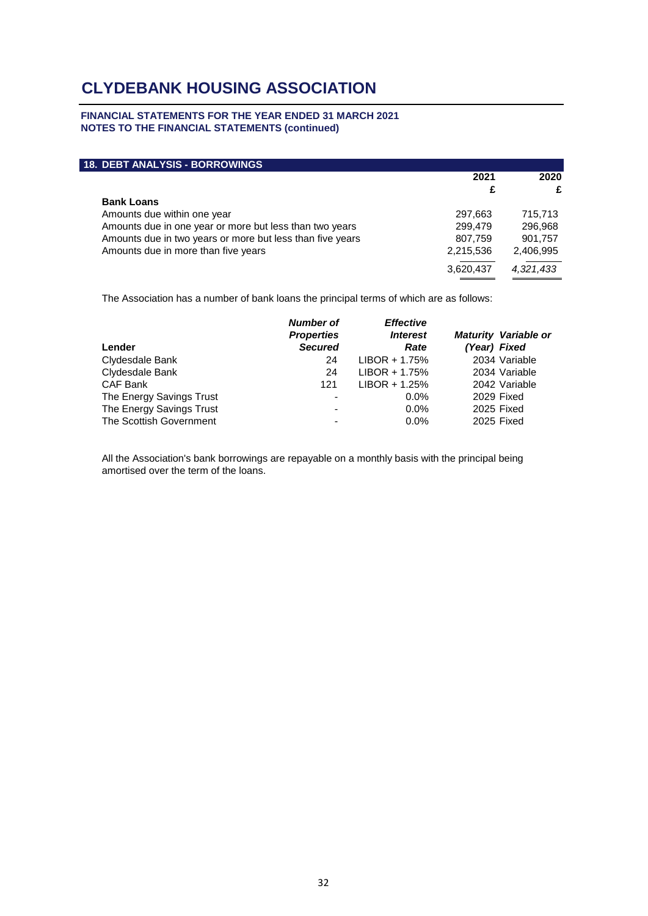# CLYDEBANK HOUSING ASSOCIATION

**FINANCIAL STATEMENTS FOR THE YEAR ENDED 31 MARCH 2021**
**NOTES TO THE FINANCIAL STATEMENTS (continued)**

## 18. DEBT ANALYSIS - BORROWINGS

| | 2021 £ | 2020 £ |
|---|---|---|
| **Bank Loans** | | |
| Amounts due within one year | 297,663 | 715,713 |
| Amounts due in one year or more but less than two years | 299,479 | 296,968 |
| Amounts due in two years or more but less than five years | 807,759 | 901,757 |
| Amounts due in more than five years | 2,215,536 | 2,406,995 |
| | 3,620,437 | *4,321,433* |

The Association has a number of bank loans the principal terms of which are as follows:

| **Lender** | ***Number of Properties Secured*** | ***Effective Interest Rate*** | ***Maturity (Year)*** | ***Variable or Fixed*** |
|---|---|---|---|---|
| Clydesdale Bank | 24 | LIBOR + 1.75% | 2034 | Variable |
| Clydesdale Bank | 24 | LIBOR + 1.75% | 2034 | Variable |
| CAF Bank | 121 | LIBOR + 1.25% | 2042 | Variable |
| The Energy Savings Trust | - | 0.0% | 2029 | Fixed |
| The Energy Savings Trust | - | 0.0% | 2025 | Fixed |
| The Scottish Government | - | 0.0% | 2025 | Fixed |

All the Association's bank borrowings are repayable on a monthly basis with the principal being amortised over the term of the loans.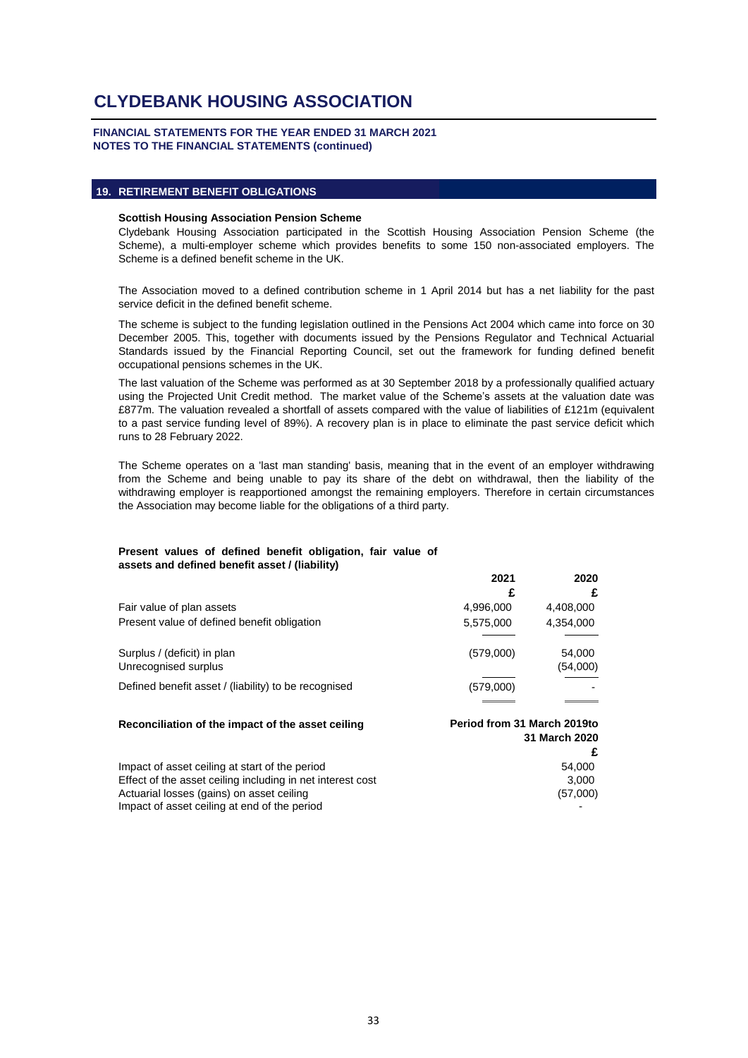# CLYDEBANK HOUSING ASSOCIATION

**FINANCIAL STATEMENTS FOR THE YEAR ENDED 31 MARCH 2021**
**NOTES TO THE FINANCIAL STATEMENTS (continued)**

## 19. RETIREMENT BENEFIT OBLIGATIONS

**Scottish Housing Association Pension Scheme**

Clydebank Housing Association participated in the Scottish Housing Association Pension Scheme (the Scheme), a multi-employer scheme which provides benefits to some 150 non-associated employers. The Scheme is a defined benefit scheme in the UK.

The Association moved to a defined contribution scheme in 1 April 2014 but has a net liability for the past service deficit in the defined benefit scheme.

The scheme is subject to the funding legislation outlined in the Pensions Act 2004 which came into force on 30 December 2005. This, together with documents issued by the Pensions Regulator and Technical Actuarial Standards issued by the Financial Reporting Council, set out the framework for funding defined benefit occupational pensions schemes in the UK.

The last valuation of the Scheme was performed as at 30 September 2018 by a professionally qualified actuary using the Projected Unit Credit method. The market value of the Scheme's assets at the valuation date was £877m. The valuation revealed a shortfall of assets compared with the value of liabilities of £121m (equivalent to a past service funding level of 89%). A recovery plan is in place to eliminate the past service deficit which runs to 28 February 2022.

The Scheme operates on a 'last man standing' basis, meaning that in the event of an employer withdrawing from the Scheme and being unable to pay its share of the debt on withdrawal, then the liability of the withdrawing employer is reapportioned amongst the remaining employers. Therefore in certain circumstances the Association may become liable for the obligations of a third party.

**Present values of defined benefit obligation, fair value of assets and defined benefit asset / (liability)**

| | 2021 | 2020 |
|---|---|---|
| | £ | £ |
| Fair value of plan assets | 4,996,000 | 4,408,000 |
| Present value of defined benefit obligation | 5,575,000 | 4,354,000 |
| Surplus / (deficit) in plan | (579,000) | 54,000 |
| Unrecognised surplus | | (54,000) |
| Defined benefit asset / (liability) to be recognised | (579,000) | - |

**Reconciliation of the impact of the asset ceiling**

| | Period from 31 March 2019to 31 March 2020 |
|---|---|
| | £ |
| Impact of asset ceiling at start of the period | 54,000 |
| Effect of the asset ceiling including in net interest cost | 3,000 |
| Actuarial losses (gains) on asset ceiling | (57,000) |
| Impact of asset ceiling at end of the period | - |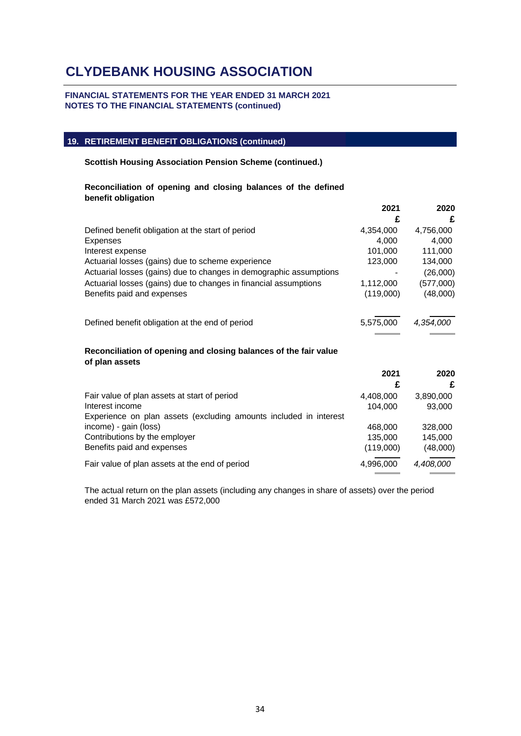# CLYDEBANK HOUSING ASSOCIATION

**FINANCIAL STATEMENTS FOR THE YEAR ENDED 31 MARCH 2021**
**NOTES TO THE FINANCIAL STATEMENTS (continued)**

## 19. RETIREMENT BENEFIT OBLIGATIONS (continued)

### Scottish Housing Association Pension Scheme (continued.)

**Reconciliation of opening and closing balances of the defined benefit obligation**

| | 2021 £ | 2020 £ |
|---|---|---|
| Defined benefit obligation at the start of period | 4,354,000 | 4,756,000 |
| Expenses | 4,000 | 4,000 |
| Interest expense | 101,000 | 111,000 |
| Actuarial losses (gains) due to scheme experience | 123,000 | 134,000 |
| Actuarial losses (gains) due to changes in demographic assumptions | - | (26,000) |
| Actuarial losses (gains) due to changes in financial assumptions | 1,112,000 | (577,000) |
| Benefits paid and expenses | (119,000) | (48,000) |
| Defined benefit obligation at the end of period | 5,575,000 | *4,354,000* |

**Reconciliation of opening and closing balances of the fair value of plan assets**

| | 2021 £ | 2020 £ |
|---|---|---|
| Fair value of plan assets at start of period | 4,408,000 | 3,890,000 |
| Interest income | 104,000 | 93,000 |
| Experience on plan assets (excluding amounts included in interest income) - gain (loss) | 468,000 | 328,000 |
| Contributions by the employer | 135,000 | 145,000 |
| Benefits paid and expenses | (119,000) | (48,000) |
| Fair value of plan assets at the end of period | 4,996,000 | *4,408,000* |

The actual return on the plan assets (including any changes in share of assets) over the period ended 31 March 2021 was £572,000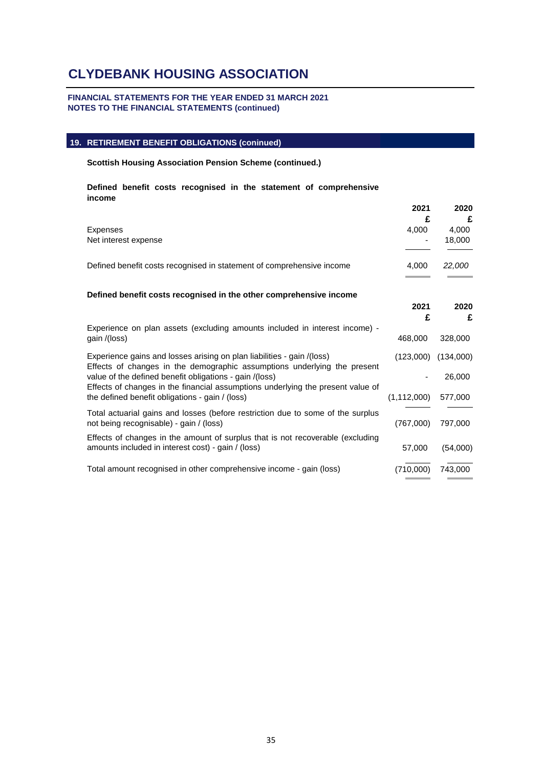# CLYDEBANK HOUSING ASSOCIATION

**FINANCIAL STATEMENTS FOR THE YEAR ENDED 31 MARCH 2021**
**NOTES TO THE FINANCIAL STATEMENTS (continued)**

## 19. RETIREMENT BENEFIT OBLIGATIONS (coninued)

**Scottish Housing Association Pension Scheme (continued.)**

**Defined benefit costs recognised in the statement of comprehensive income**

| | 2021 £ | 2020 £ |
|---|---|---|
| Expenses | 4,000 | 4,000 |
| Net interest expense | - | 18,000 |
| Defined benefit costs recognised in statement of comprehensive income | 4,000 | *22,000* |

**Defined benefit costs recognised in the other comprehensive income**

| | 2021 £ | 2020 £ |
|---|---|---|
| Experience on plan assets (excluding amounts included in interest income) - gain /(loss) | 468,000 | 328,000 |
| Experience gains and losses arising on plan liabilities - gain /(loss) | (123,000) | (134,000) |
| Effects of changes in the demographic assumptions underlying the present value of the defined benefit obligations - gain /(loss) | - | 26,000 |
| Effects of changes in the financial assumptions underlying the present value of the defined benefit obligations - gain / (loss) | (1,112,000) | 577,000 |
| Total actuarial gains and losses (before restriction due to some of the surplus not being recognisable) - gain / (loss) | (767,000) | 797,000 |
| Effects of changes in the amount of surplus that is not recoverable (excluding amounts included in interest cost) - gain / (loss) | 57,000 | (54,000) |
| Total amount recognised in other comprehensive income - gain (loss) | (710,000) | 743,000 |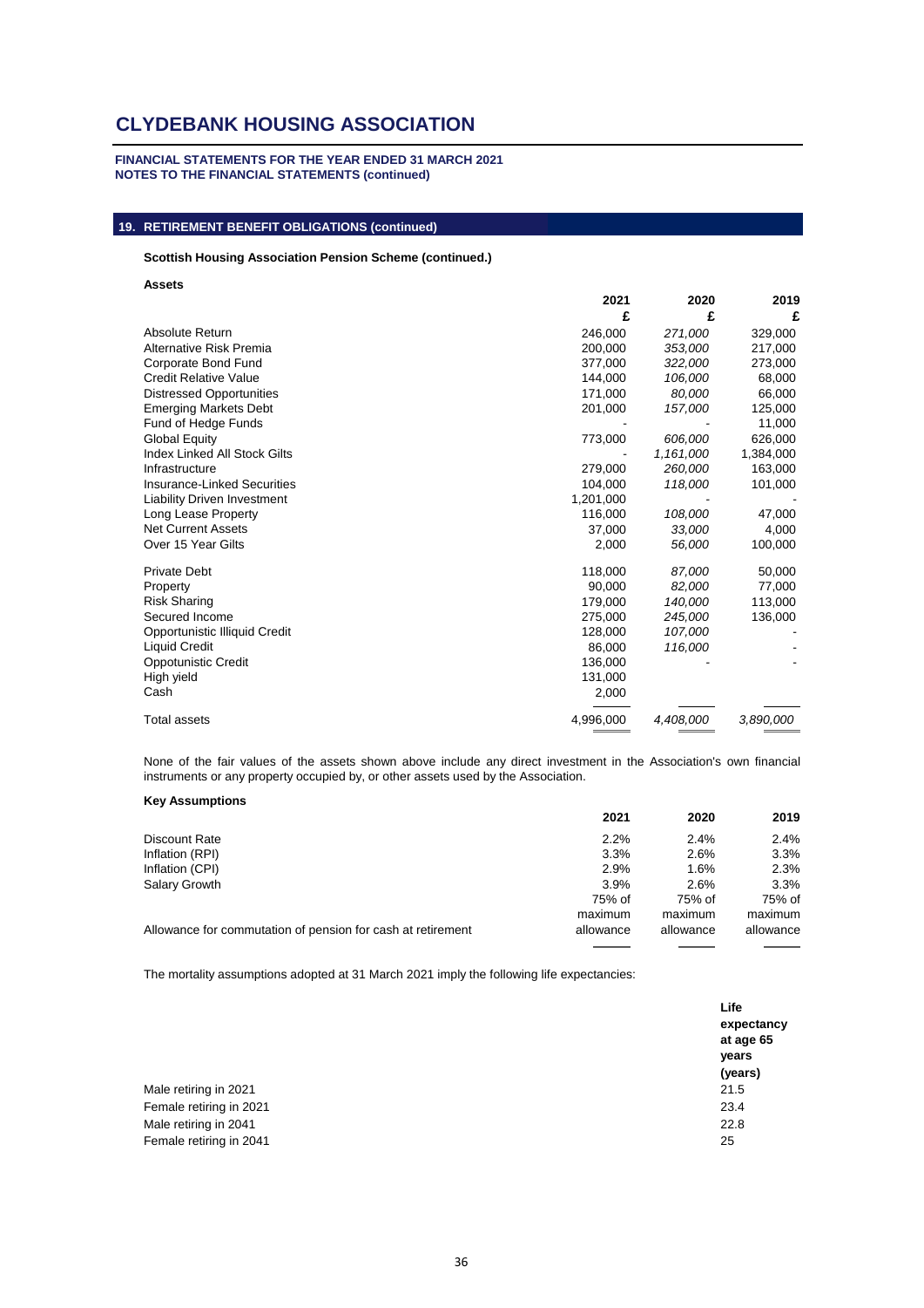# CLYDEBANK HOUSING ASSOCIATION

**FINANCIAL STATEMENTS FOR THE YEAR ENDED 31 MARCH 2021**
**NOTES TO THE FINANCIAL STATEMENTS (continued)**

## 19. RETIREMENT BENEFIT OBLIGATIONS (continued)

### Scottish Housing Association Pension Scheme (continued.)

**Assets**

| | 2021 | 2020 | 2019 |
|---|---|---|---|
| | £ | £ | £ |
| Absolute Return | 246,000 | *271,000* | 329,000 |
| Alternative Risk Premia | 200,000 | *353,000* | 217,000 |
| Corporate Bond Fund | 377,000 | *322,000* | 273,000 |
| Credit Relative Value | 144,000 | *106,000* | 68,000 |
| Distressed Opportunities | 171,000 | *80,000* | 66,000 |
| Emerging Markets Debt | 201,000 | *157,000* | 125,000 |
| Fund of Hedge Funds | - | - | 11,000 |
| Global Equity | 773,000 | *606,000* | 626,000 |
| Index Linked All Stock Gilts | - | *1,161,000* | 1,384,000 |
| Infrastructure | 279,000 | *260,000* | 163,000 |
| Insurance-Linked Securities | 104,000 | *118,000* | 101,000 |
| Liability Driven Investment | 1,201,000 | - | - |
| Long Lease Property | 116,000 | *108,000* | 47,000 |
| Net Current Assets | 37,000 | *33,000* | 4,000 |
| Over 15 Year Gilts | 2,000 | *56,000* | 100,000 |
| Private Debt | 118,000 | *87,000* | 50,000 |
| Property | 90,000 | *82,000* | 77,000 |
| Risk Sharing | 179,000 | *140,000* | 113,000 |
| Secured Income | 275,000 | *245,000* | 136,000 |
| Opportunistic Illiquid Credit | 128,000 | *107,000* | - |
| Liquid Credit | 86,000 | *116,000* | - |
| Oppotunistic Credit | 136,000 | - | - |
| High yield | 131,000 | | |
| Cash | 2,000 | | |
| Total assets | 4,996,000 | *4,408,000* | *3,890,000* |

None of the fair values of the assets shown above include any direct investment in the Association's own financial instruments or any property occupied by, or other assets used by the Association.

**Key Assumptions**

| | 2021 | 2020 | 2019 |
|---|---|---|---|
| Discount Rate | 2.2% | 2.4% | 2.4% |
| Inflation (RPI) | 3.3% | 2.6% | 3.3% |
| Inflation (CPI) | 2.9% | 1.6% | 2.3% |
| Salary Growth | 3.9% | 2.6% | 3.3% |
| Allowance for commutation of pension for cash at retirement | 75% of maximum allowance | 75% of maximum allowance | 75% of maximum allowance |

The mortality assumptions adopted at 31 March 2021 imply the following life expectancies:

| | Life expectancy at age 65 years (years) |
|---|---|
| Male retiring in 2021 | 21.5 |
| Female retiring in 2021 | 23.4 |
| Male retiring in 2041 | 22.8 |
| Female retiring in 2041 | 25 |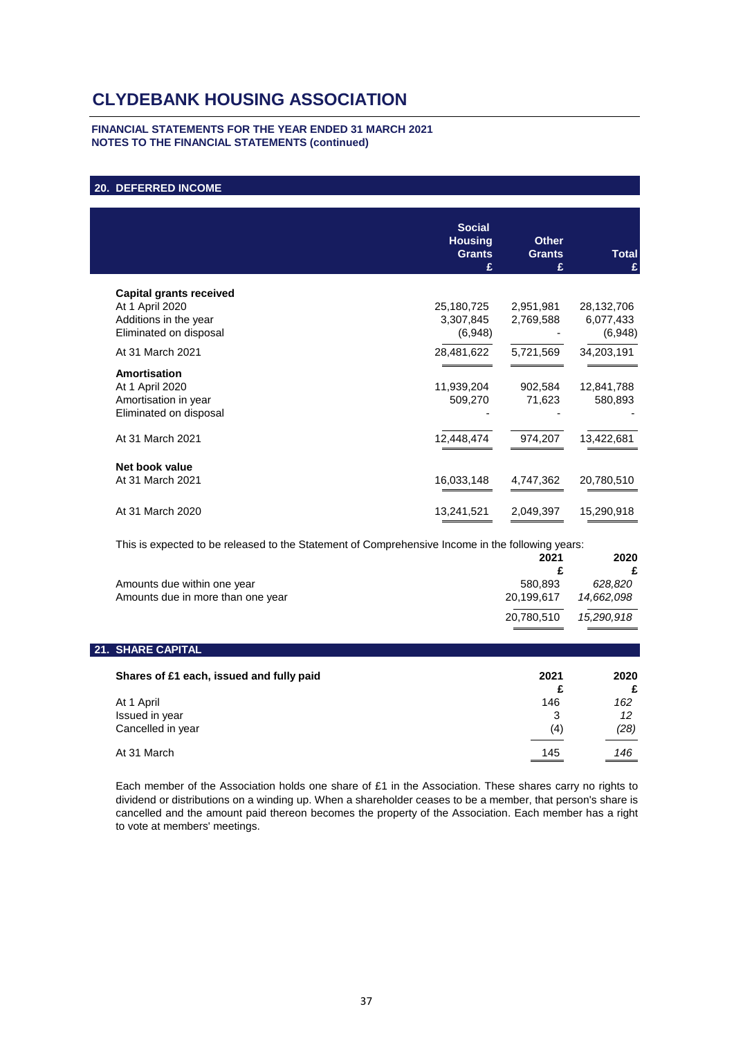# CLYDEBANK HOUSING ASSOCIATION

**FINANCIAL STATEMENTS FOR THE YEAR ENDED 31 MARCH 2021**
**NOTES TO THE FINANCIAL STATEMENTS (continued)**

## 20. DEFERRED INCOME

| | Social Housing Grants £ | Other Grants £ | Total £ |
|---|---|---|---|
| **Capital grants received** | | | |
| At 1 April 2020 | 25,180,725 | 2,951,981 | 28,132,706 |
| Additions in the year | 3,307,845 | 2,769,588 | 6,077,433 |
| Eliminated on disposal | (6,948) | - | (6,948) |
| At 31 March 2021 | 28,481,622 | 5,721,569 | 34,203,191 |
| **Amortisation** | | | |
| At 1 April 2020 | 11,939,204 | 902,584 | 12,841,788 |
| Amortisation in year | 509,270 | 71,623 | 580,893 |
| Eliminated on disposal | - | - | - |
| At 31 March 2021 | 12,448,474 | 974,207 | 13,422,681 |
| **Net book value** | | | |
| At 31 March 2021 | 16,033,148 | 4,747,362 | 20,780,510 |
| At 31 March 2020 | 13,241,521 | 2,049,397 | 15,290,918 |

This is expected to be released to the Statement of Comprehensive Income in the following years:

| | 2021 £ | 2020 £ |
|---|---|---|
| Amounts due within one year | 580,893 | *628,820* |
| Amounts due in more than one year | 20,199,617 | *14,662,098* |
| | 20,780,510 | *15,290,918* |

## 21. SHARE CAPITAL

| Shares of £1 each, issued and fully paid | 2021 £ | 2020 £ |
|---|---|---|
| At 1 April | 146 | *162* |
| Issued in year | 3 | *12* |
| Cancelled in year | (4) | *(28)* |
| At 31 March | 145 | *146* |

Each member of the Association holds one share of £1 in the Association. These shares carry no rights to dividend or distributions on a winding up. When a shareholder ceases to be a member, that person's share is cancelled and the amount paid thereon becomes the property of the Association. Each member has a right to vote at members' meetings.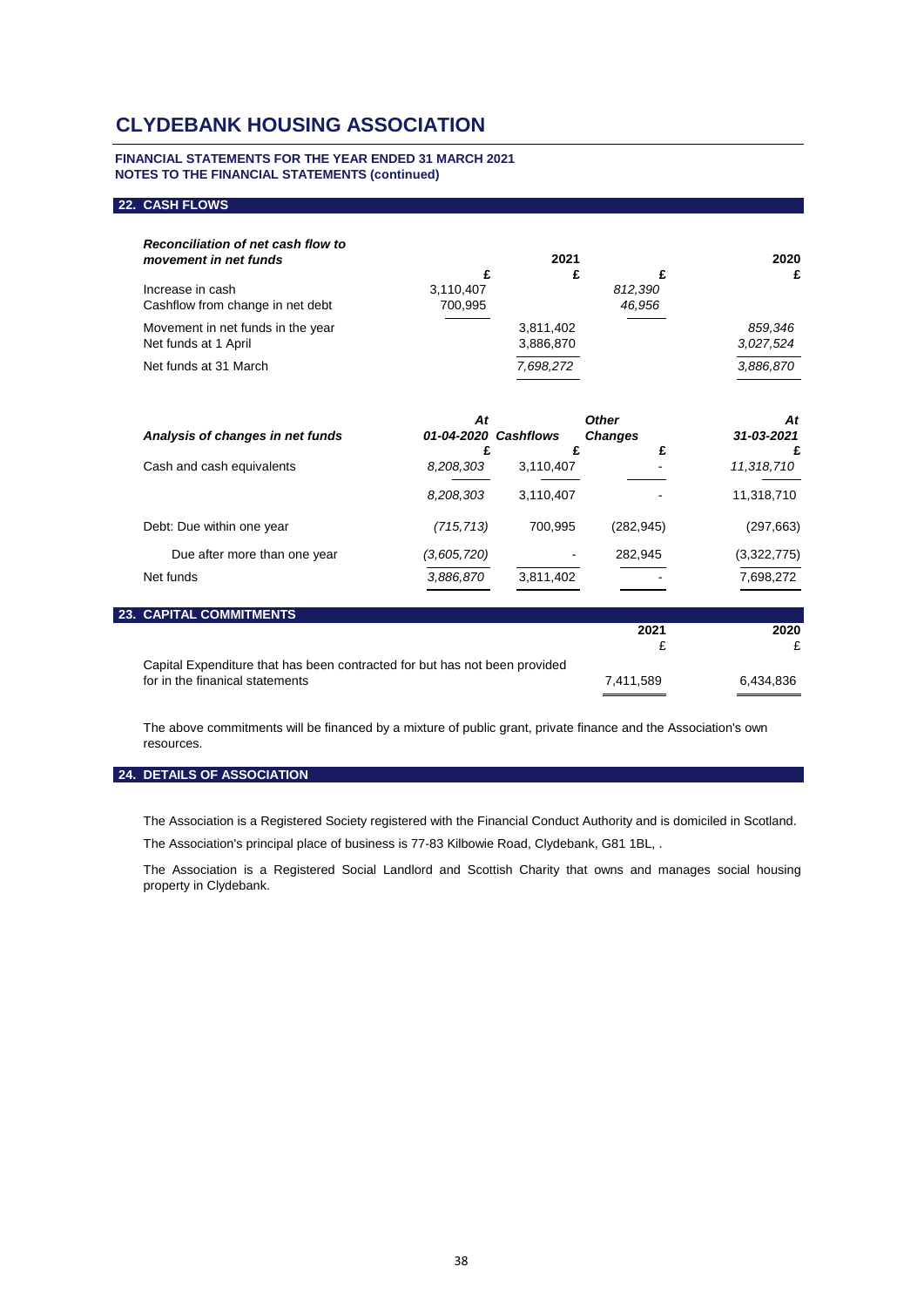# CLYDEBANK HOUSING ASSOCIATION

**FINANCIAL STATEMENTS FOR THE YEAR ENDED 31 MARCH 2021**
**NOTES TO THE FINANCIAL STATEMENTS (continued)**

## 22. CASH FLOWS

| ***Reconciliation of net cash flow to movement in net funds*** | | 2021 | | 2020 |
|---|---|---|---|---|
| | £ | £ | £ | £ |
| Increase in cash | 3,110,407 | | *812,390* | |
| Cashflow from change in net debt | 700,995 | | *46,956* | |
| Movement in net funds in the year | | 3,811,402 | | *859,346* |
| Net funds at 1 April | | 3,886,870 | | *3,027,524* |
| Net funds at 31 March | | *7,698,272* | | *3,886,870* |

| ***Analysis of changes in net funds*** | ***At 01-04-2020*** | ***Cashflows*** | ***Other Changes*** | ***At 31-03-2021*** |
|---|---|---|---|---|
| | £ | £ | £ | £ |
| Cash and cash equivalents | *8,208,303* | 3,110,407 | - | *11,318,710* |
| | *8,208,303* | 3,110,407 | - | 11,318,710 |
| Debt: Due within one year | *(715,713)* | 700,995 | (282,945) | (297,663) |
| Due after more than one year | *(3,605,720)* | - | 282,945 | (3,322,775) |
| Net funds | *3,886,870* | 3,811,402 | - | 7,698,272 |

## 23. CAPITAL COMMITMENTS

| | 2021 | 2020 |
|---|---|---|
| | £ | £ |
| Capital Expenditure that has been contracted for but has not been provided for in the finanical statements | 7,411,589 | 6,434,836 |

The above commitments will be financed by a mixture of public grant, private finance and the Association's own resources.

## 24. DETAILS OF ASSOCIATION

The Association is a Registered Society registered with the Financial Conduct Authority and is domiciled in Scotland.

The Association's principal place of business is 77-83 Kilbowie Road, Clydebank, G81 1BL, .

The Association is a Registered Social Landlord and Scottish Charity that owns and manages social housing property in Clydebank.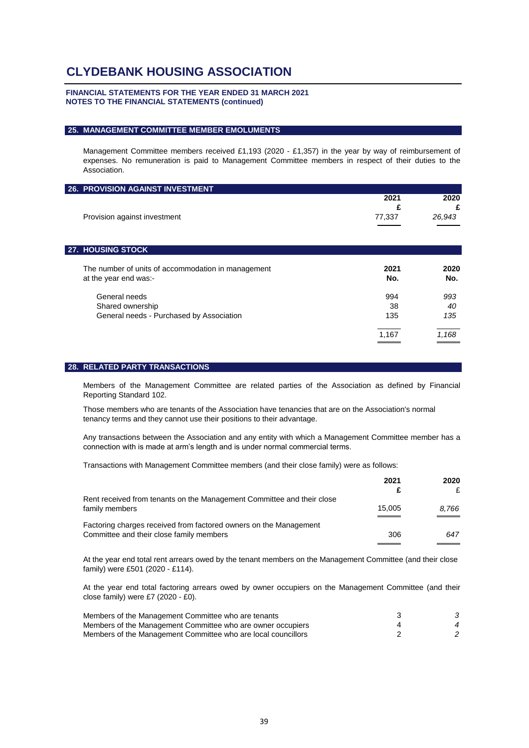# CLYDEBANK HOUSING ASSOCIATION

**FINANCIAL STATEMENTS FOR THE YEAR ENDED 31 MARCH 2021**
**NOTES TO THE FINANCIAL STATEMENTS (continued)**

## 25. MANAGEMENT COMMITTEE MEMBER EMOLUMENTS

Management Committee members received £1,193 (2020 - £1,357) in the year by way of reimbursement of expenses. No remuneration is paid to Management Committee members in respect of their duties to the Association.

## 26. PROVISION AGAINST INVESTMENT

| | 2021 £ | 2020 £ |
|---|---|---|
| Provision against investment | 77,337 | *26,943* |

## 27. HOUSING STOCK

| The number of units of accommodation in management at the year end was:- | 2021 No. | 2020 No. |
|---|---|---|
| General needs | 994 | *993* |
| Shared ownership | 38 | *40* |
| General needs - Purchased by Association | 135 | *135* |
| | 1,167 | *1,168* |

## 28. RELATED PARTY TRANSACTIONS

Members of the Management Committee are related parties of the Association as defined by Financial Reporting Standard 102.

Those members who are tenants of the Association have tenancies that are on the Association's normal tenancy terms and they cannot use their positions to their advantage.

Any transactions between the Association and any entity with which a Management Committee member has a connection with is made at arm's length and is under normal commercial terms.

Transactions with Management Committee members (and their close family) were as follows:

| | 2021 £ | 2020 £ |
|---|---|---|
| Rent received from tenants on the Management Committee and their close family members | 15,005 | *8,766* |
| Factoring charges received from factored owners on the Management Committee and their close family members | 306 | *647* |

At the year end total rent arrears owed by the tenant members on the Management Committee (and their close family) were £501 (2020 - £114).

At the year end total factoring arrears owed by owner occupiers on the Management Committee (and their close family) were £7 (2020 - £0).

| | 2021 | 2020 |
|---|---|---|
| Members of the Management Committee who are tenants | 3 | *3* |
| Members of the Management Committee who are owner occupiers | 4 | *4* |
| Members of the Management Committee who are local councillors | 2 | *2* |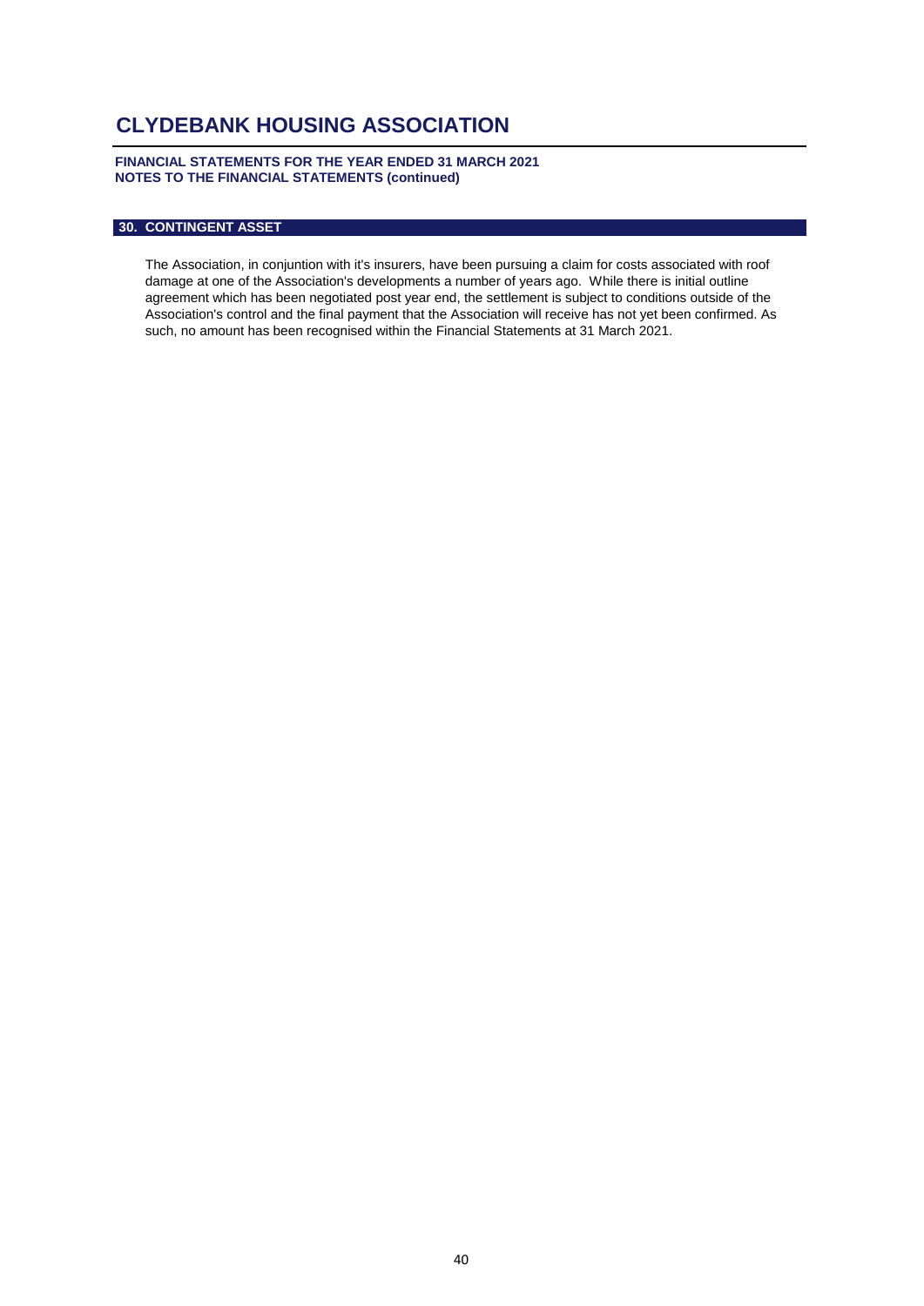# CLYDEBANK HOUSING ASSOCIATION

**FINANCIAL STATEMENTS FOR THE YEAR ENDED 31 MARCH 2021**
**NOTES TO THE FINANCIAL STATEMENTS (continued)**

## 30. CONTINGENT ASSET

The Association, in conjuntion with it's insurers, have been pursuing a claim for costs associated with roof damage at one of the Association's developments a number of years ago. While there is initial outline agreement which has been negotiated post year end, the settlement is subject to conditions outside of the Association's control and the final payment that the Association will receive has not yet been confirmed. As such, no amount has been recognised within the Financial Statements at 31 March 2021.